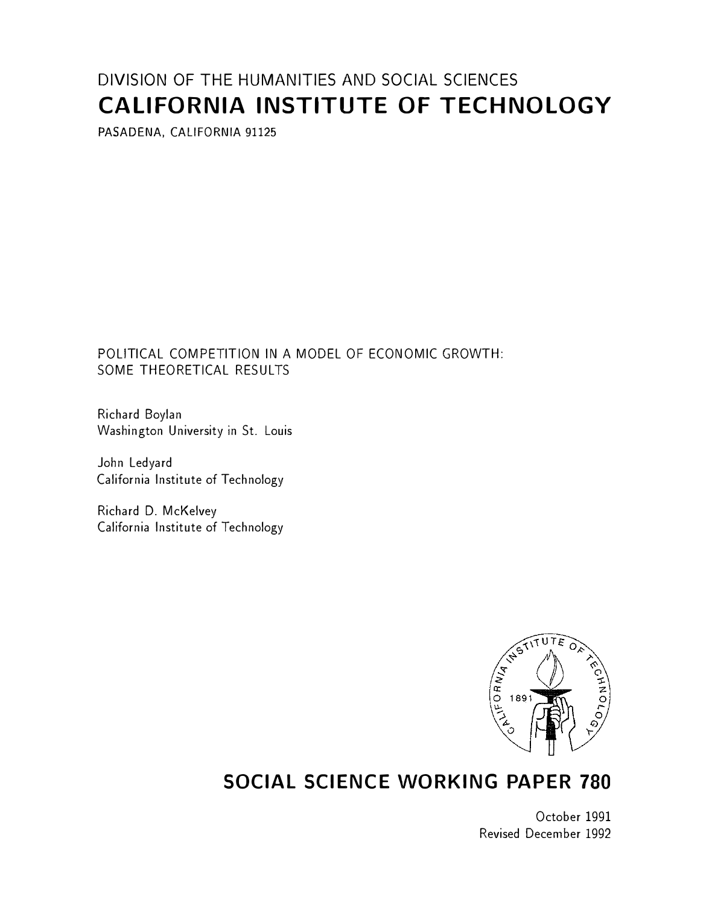DIVISION OF THE HUMANITIES AND SOCIAL SCIENCES

# CALIFORNIA INSTITUTE OF TECHNOLOGY

PASADENA, CALIFORNIA 91125

## POLITICAL COMPETITION IN A MODEL OF ECONOMIC GROWTH: SOME THEORETICAL RESULTS

Richard Boylan
Washington University in St. Louis

John Ledyard
California Institute of Technology

Richard D. McKelvey
California Institute of Technology

## SOCIAL SCIENCE WORKING PAPER 780

October 1991
Revised December 1992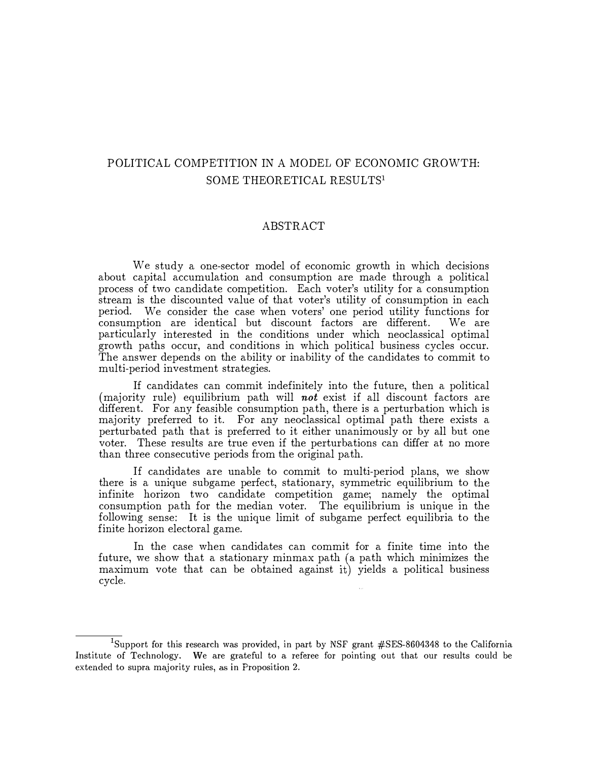# POLITICAL COMPETITION IN A MODEL OF ECONOMIC GROWTH: SOME THEORETICAL RESULTS[1]

## ABSTRACT

We study a one-sector model of economic growth in which decisions about capital accumulation and consumption are made through a political process of two candidate competition. Each voter's utility for a consumption stream is the discounted value of that voter's utility of consumption in each period. We consider the case when voters' one period utility functions for consumption are identical but discount factors are different. We are particularly interested in the conditions under which neoclassical optimal growth paths occur, and conditions in which political business cycles occur. The answer depends on the ability or inability of the candidates to commit to multi-period investment strategies.

If candidates can commit indefinitely into the future, then a political (majority rule) equilibrium path will ***not*** exist if all discount factors are different. For any feasible consumption path, there is a perturbation which is majority preferred to it. For any neoclassical optimal path there exists a perturbed path that is preferred to it either unanimously or by all but one voter. These results are true even if the perturbations can differ at no more than three consecutive periods from the original path.

If candidates are unable to commit to multi-period plans, we show there is a unique subgame perfect, stationary, symmetric equilibrium to the infinite horizon two candidate competition game; namely the optimal consumption path for the median voter. The equilibrium is unique in the following sense: It is the unique limit of subgame perfect equilibria to the finite horizon electoral game.

In the case when candidates can commit for a finite time into the future, we show that a stationary minmax path (a path which minimizes the maximum vote that can be obtained against it) yields a political business cycle.

---

[1] Support for this research was provided, in part by NSF grant #SES-8604348 to the California Institute of Technology. We are grateful to a referee for pointing out that our results could be extended to supra majority rules, as in Proposition 2.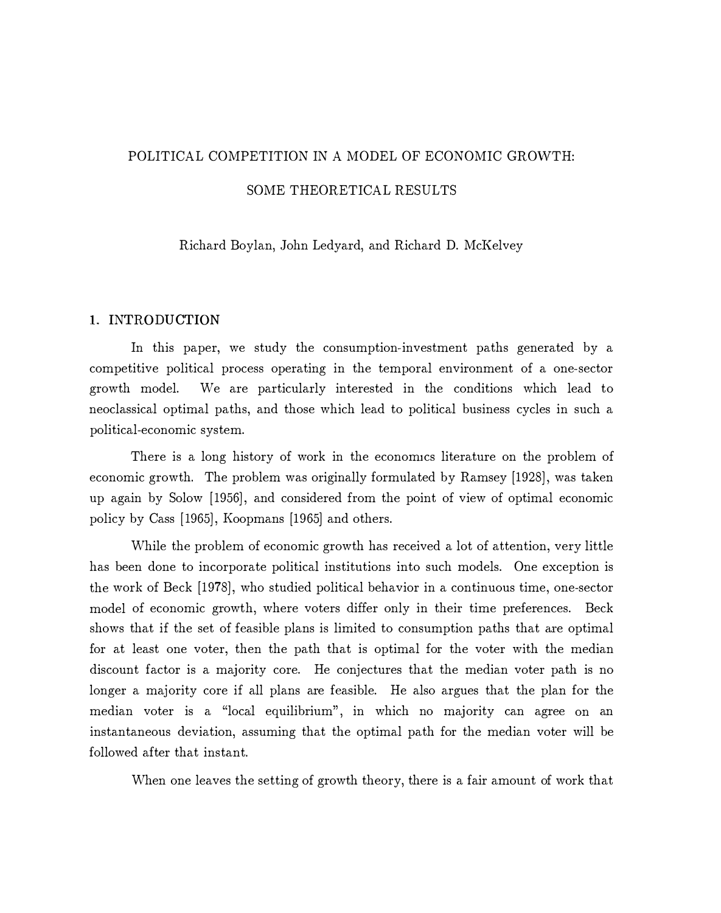# POLITICAL COMPETITION IN A MODEL OF ECONOMIC GROWTH: SOME THEORETICAL RESULTS

Richard Boylan, John Ledyard, and Richard D. McKelvey

## 1. INTRODUCTION

In this paper, we study the consumption-investment paths generated by a competitive political process operating in the temporal environment of a one-sector growth model. We are particularly interested in the conditions which lead to neoclassical optimal paths, and those which lead to political business cycles in such a political-economic system.

There is a long history of work in the economics literature on the problem of economic growth. The problem was originally formulated by Ramsey [1928], was taken up again by Solow [1956], and considered from the point of view of optimal economic policy by Cass [1965], Koopmans [1965] and others.

While the problem of economic growth has received a lot of attention, very little has been done to incorporate political institutions into such models. One exception is the work of Beck [1978], who studied political behavior in a continuous time, one-sector model of economic growth, where voters differ only in their time preferences. Beck shows that if the set of feasible plans is limited to consumption paths that are optimal for at least one voter, then the path that is optimal for the voter with the median discount factor is a majority core. He conjectures that the median voter path is no longer a majority core if all plans are feasible. He also argues that the plan for the median voter is a "local equilibrium", in which no majority can agree on an instantaneous deviation, assuming that the optimal path for the median voter will be followed after that instant.

When one leaves the setting of growth theory, there is a fair amount of work that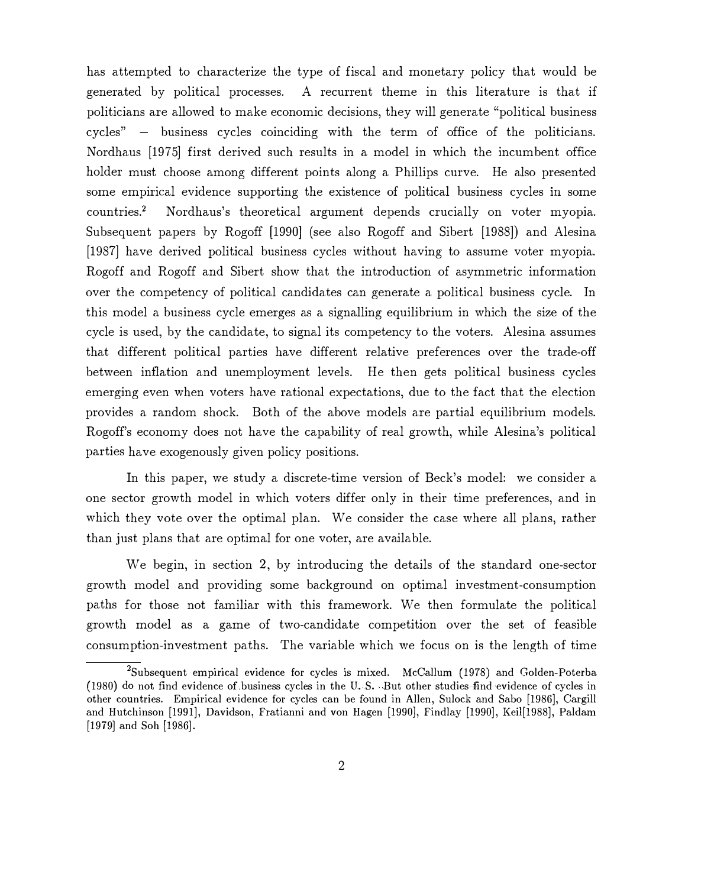has attempted to characterize the type of fiscal and monetary policy that would be generated by political processes. A recurrent theme in this literature is that if politicians are allowed to make economic decisions, they will generate "political business cycles" – business cycles coinciding with the term of office of the politicians. Nordhaus [1975] first derived such results in a model in which the incumbent office holder must choose among different points along a Phillips curve. He also presented some empirical evidence supporting the existence of political business cycles in some countries.[2] Nordhaus's theoretical argument depends crucially on voter myopia. Subsequent papers by Rogoff [1990] (see also Rogoff and Sibert [1988]) and Alesina [1987] have derived political business cycles without having to assume voter myopia. Rogoff and Rogoff and Sibert show that the introduction of asymmetric information over the competency of political candidates can generate a political business cycle. In this model a business cycle emerges as a signalling equilibrium in which the size of the cycle is used, by the candidate, to signal its competency to the voters. Alesina assumes that different political parties have different relative preferences over the trade-off between inflation and unemployment levels. He then gets political business cycles emerging even when voters have rational expectations, due to the fact that the election provides a random shock. Both of the above models are partial equilibrium models. Rogoff's economy does not have the capability of real growth, while Alesina's political parties have exogenously given policy positions.

In this paper, we study a discrete-time version of Beck's model: we consider a one sector growth model in which voters differ only in their time preferences, and in which they vote over the optimal plan. We consider the case where all plans, rather than just plans that are optimal for one voter, are available.

We begin, in section 2, by introducing the details of the standard one-sector growth model and providing some background on optimal investment-consumption paths for those not familiar with this framework. We then formulate the political growth model as a game of two-candidate competition over the set of feasible consumption-investment paths. The variable which we focus on is the length of time

[2] Subsequent empirical evidence for cycles is mixed. McCallum (1978) and Golden-Poterba (1980) do not find evidence of business cycles in the U. S. But other studies find evidence of cycles in other countries. Empirical evidence for cycles can be found in Allen, Sulock and Sabo [1986], Cargill and Hutchinson [1991], Davidson, Fratianni and von Hagen [1990], Findlay [1990], Keil[1988], Paldam [1979] and Soh [1986].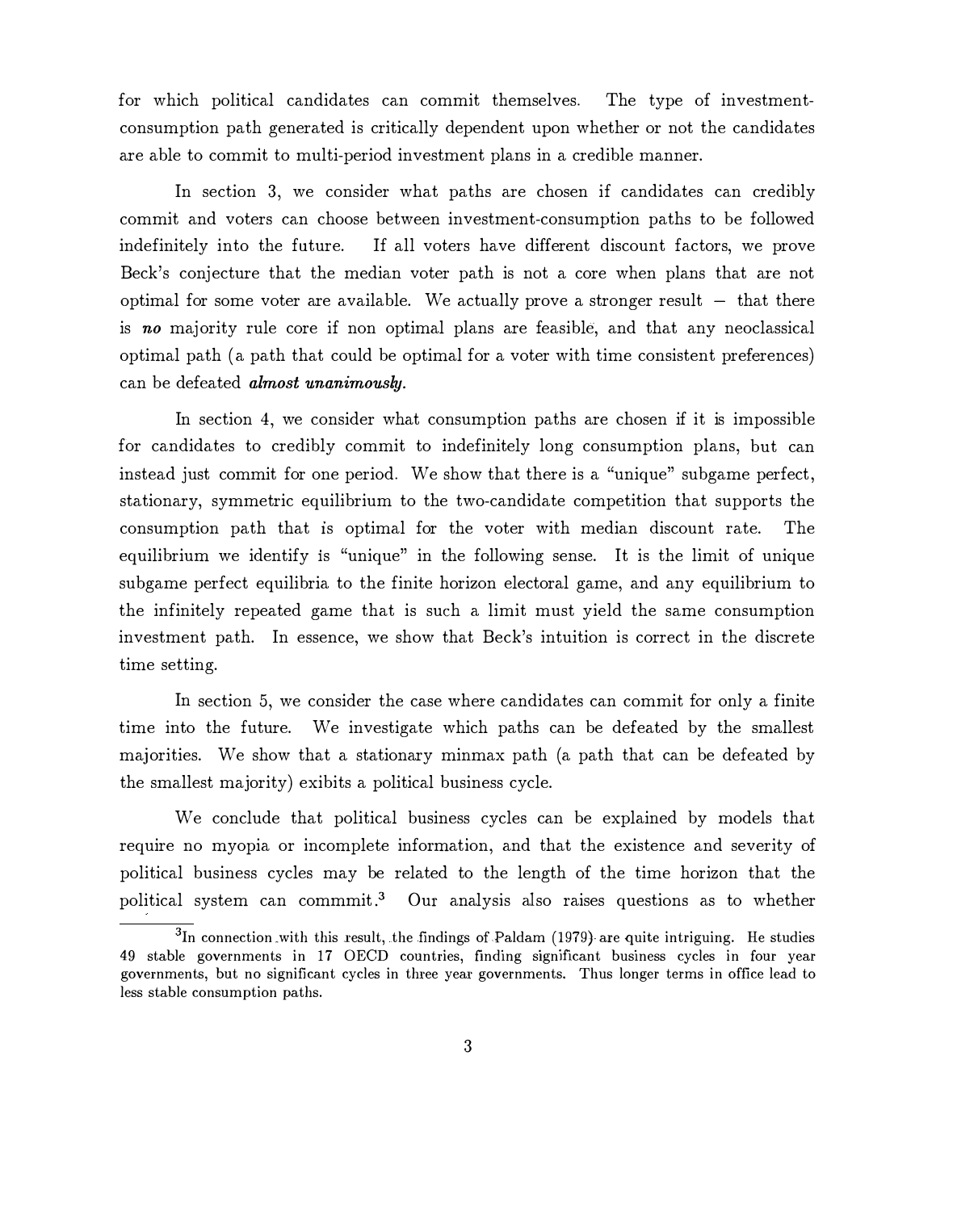for which political candidates can commit themselves. The type of investment-consumption path generated is critically dependent upon whether or not the candidates are able to commit to multi-period investment plans in a credible manner.

In section 3, we consider what paths are chosen if candidates can credibly commit and voters can choose between investment-consumption paths to be followed indefinitely into the future. If all voters have different discount factors, we prove Beck's conjecture that the median voter path is not a core when plans that are not optimal for some voter are available. We actually prove a stronger result – that there is ***no*** majority rule core if non optimal plans are feasible, and that any neoclassical optimal path (a path that could be optimal for a voter with time consistent preferences) can be defeated ***almost unanimously***.

In section 4, we consider what consumption paths are chosen if it is impossible for candidates to credibly commit to indefinitely long consumption plans, but can instead just commit for one period. We show that there is a "unique" subgame perfect, stationary, symmetric equilibrium to the two-candidate competition that supports the consumption path that is optimal for the voter with median discount rate. The equilibrium we identify is "unique" in the following sense. It is the limit of unique subgame perfect equilibria to the finite horizon electoral game, and any equilibrium to the infinitely repeated game that is such a limit must yield the same consumption investment path. In essence, we show that Beck's intuition is correct in the discrete time setting.

In section 5, we consider the case where candidates can commit for only a finite time into the future. We investigate which paths can be defeated by the smallest majorities. We show that a stationary minmax path (a path that can be defeated by the smallest majority) exibits a political business cycle.

We conclude that political business cycles can be explained by models that require no myopia or incomplete information, and that the existence and severity of political business cycles may be related to the length of the time horizon that the political system can commmit.[3] Our analysis also raises questions as to whether

[3]In connection with this result, the findings of Paldam (1979) are quite intriguing. He studies 49 stable governments in 17 OECD countries, finding significant business cycles in four year governments, but no significant cycles in three year governments. Thus longer terms in office lead to less stable consumption paths.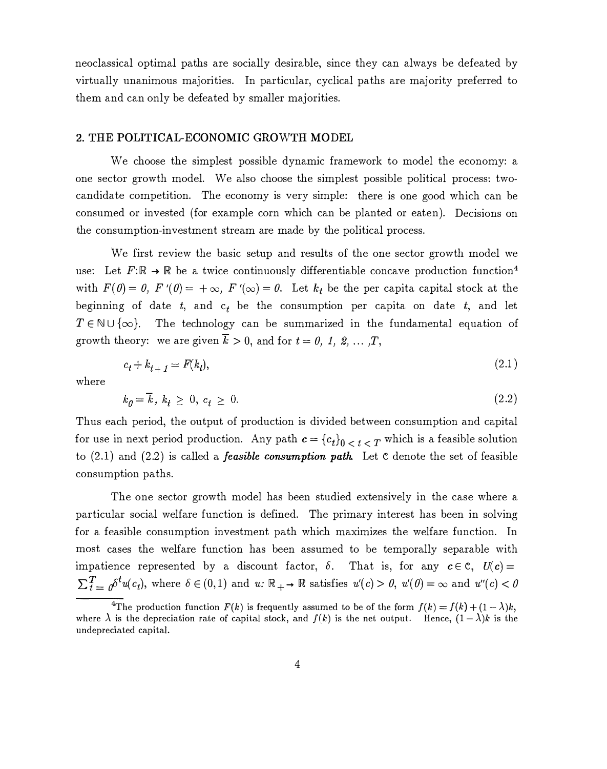neoclassical optimal paths are socially desirable, since they can always be defeated by virtually unanimous majorities. In particular, cyclical paths are majority preferred to them and can only be defeated by smaller majorities.

## 2. THE POLITICAL-ECONOMIC GROWTH MODEL

We choose the simplest possible dynamic framework to model the economy: a one sector growth model. We also choose the simplest possible political process: two-candidate competition. The economy is very simple: there is one good which can be consumed or invested (for example corn which can be planted or eaten). Decisions on the consumption-investment stream are made by the political process.

We first review the basic setup and results of the one sector growth model we use: Let $F: \mathbb{R} \to \mathbb{R}$ be a twice continuously differentiable concave production function[4] with $F(0) = 0$, $F'(0) = +\infty$, $F'(\infty) = 0$. Let $k_t$ be the per capita capital stock at the beginning of date $t$, and $c_t$ be the consumption per capita on date $t$, and let $T \in \mathbb{N} \cup \{\infty\}$. The technology can be summarized in the fundamental equation of growth theory: we are given $\overline{k} > 0$, and for $t = 0, 1, 2, \ldots, T$,

$$c_t + k_{t+1} = F(k_t), \tag{2.1}$$

where

$$k_0 = \overline{k},\ k_t \geq 0,\ c_t \geq 0. \tag{2.2}$$

Thus each period, the output of production is divided between consumption and capital for use in next period production. Any path $\boldsymbol{c} = \{c_t\}_{0 \leq t \leq T}$ which is a feasible solution to (2.1) and (2.2) is called a ***feasible consumption path***. Let $\mathfrak{C}$ denote the set of feasible consumption paths.

The one sector growth model has been studied extensively in the case where a particular social welfare function is defined. The primary interest has been in solving for a feasible consumption investment path which maximizes the welfare function. In most cases the welfare function has been assumed to be temporally separable with impatience represented by a discount factor, $\delta$. That is, for any $\boldsymbol{c} \in \mathfrak{C}$, $U(\boldsymbol{c}) = \sum_{t=0}^{T} \delta^t u(c_t)$, where $\delta \in (0,1)$ and $u: \mathbb{R}_+ \to \mathbb{R}$ satisfies $u'(c) > 0$, $u'(0) = \infty$ and $u''(c) < 0$

[4]The production function $F(k)$ is frequently assumed to be of the form $f(k) = f(k) + (1-\lambda)k$, where $\lambda$ is the depreciation rate of capital stock, and $f(k)$ is the net output. Hence, $(1-\lambda)k$ is the undepreciated capital.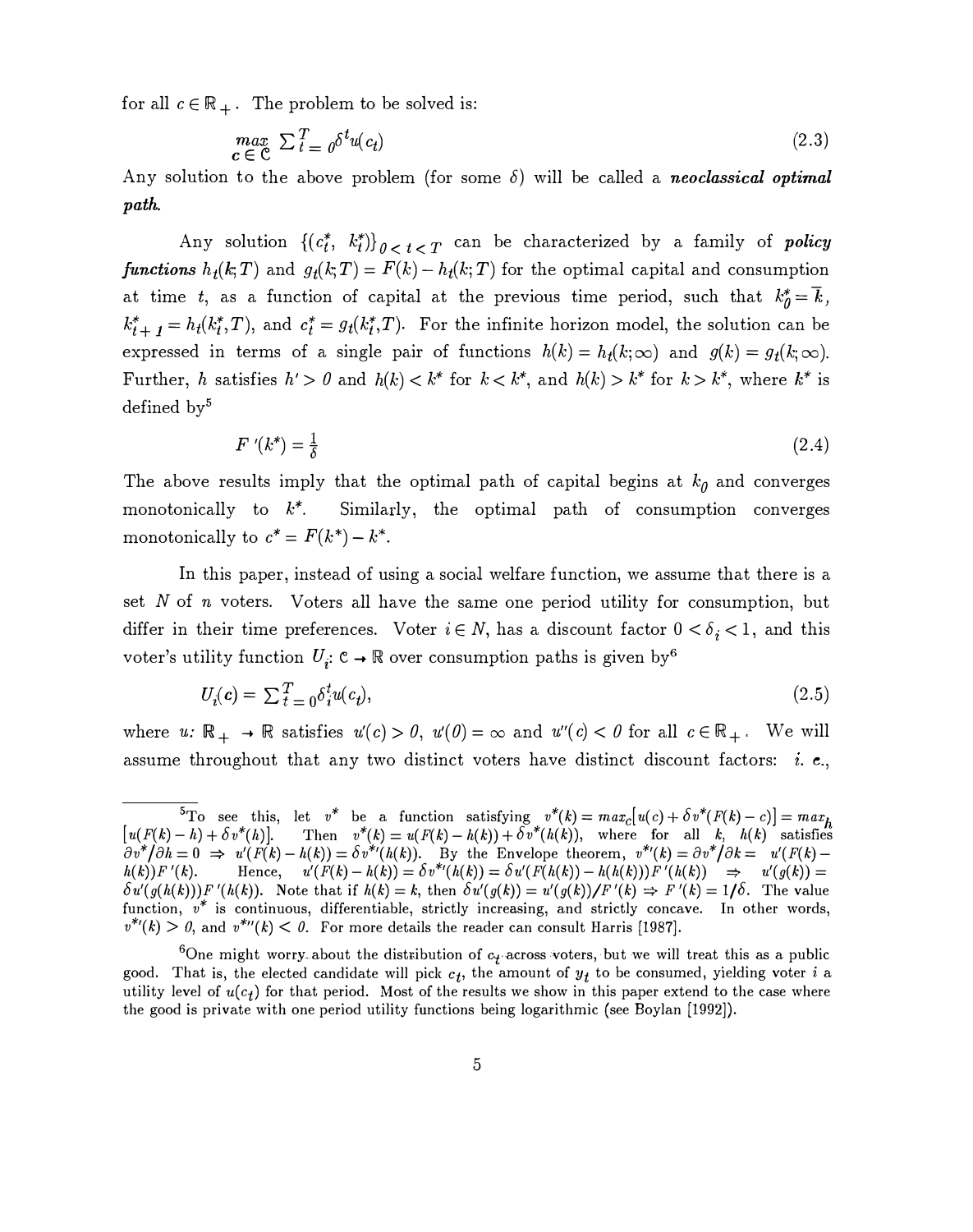for all $c \in \mathbb{R}_+$. The problem to be solved is:

$$\max_{c \in \mathcal{C}} \sum_{t=0}^{T} \delta^t u(c_t) \tag{2.3}$$

Any solution to the above problem (for some $\delta$) will be called a ***neoclassical optimal path.***

Any solution $\{(c_t^*,\ k_t^*)\}_{0 < t < T}$ can be characterized by a family of ***policy functions*** $h_t(k;T)$ and $g_t(k;T) = F(k) - h_t(k;T)$ for the optimal capital and consumption at time $t$, as a function of capital at the previous time period, such that $k_0^* = \overline{k}$, $k_{t+1}^* = h_t(k_t^*,T)$, and $c_t^* = g_t(k_t^*,T)$. For the infinite horizon model, the solution can be expressed in terms of a single pair of functions $h(k) = h_t(k;\infty)$ and $g(k) = g_t(k;\infty)$. Further, $h$ satisfies $h' > 0$ and $h(k) < k^*$ for $k < k^*$, and $h(k) > k^*$ for $k > k^*$, where $k^*$ is defined by[5]

$$F'(k^*) = \frac{1}{\delta} \tag{2.4}$$

The above results imply that the optimal path of capital begins at $k_0$ and converges monotonically to $k^*$. Similarly, the optimal path of consumption converges monotonically to $c^* = F(k^*) - k^*$.

In this paper, instead of using a social welfare function, we assume that there is a set $N$ of $n$ voters. Voters all have the same one period utility for consumption, but differ in their time preferences. Voter $i \in N$, has a discount factor $0 < \delta_i < 1$, and this voter's utility function $U_i \colon \mathcal{C} \to \mathbb{R}$ over consumption paths is given by[6]

$$U_i(c) = \sum_{t=0}^{T} \delta_i^t u(c_t), \tag{2.5}$$

where $u \colon \mathbb{R}_+ \to \mathbb{R}$ satisfies $u'(c) > 0$, $u'(0) = \infty$ and $u''(c) < 0$ for all $c \in \mathbb{R}_+$. We will assume throughout that any two distinct voters have distinct discount factors: *i. e.*,

---

[5] To see this, let $v^*$ be a function satisfying $v^*(k) = \max_c[u(c) + \delta v^*(F(k) - c)] = \max_h [u(F(k) - h) + \delta v^*(h)]$. Then $v^*(k) = u(F(k) - h(k)) + \delta v^*(h(k))$, where for all $k$, $h(k)$ satisfies $\partial v^*/\partial h = 0 \Rightarrow u'(F(k) - h(k)) = \delta v^{*\prime}(h(k))$. By the Envelope theorem, $v^{*\prime}(k) = \partial v^*/\partial k = u'(F(k) - h(k))F'(k)$. Hence, $u'(F(k) - h(k)) = \delta v^{*\prime}(h(k)) = \delta u'(F(h(k)) - h(h(k)))F'(h(k)) \Rightarrow u'(g(k)) = \delta u'(g(h(k)))F'(h(k))$. Note that if $h(k) = k$, then $\delta u'(g(k)) = u'(g(k))/F'(k) \Rightarrow F'(k) = 1/\delta$. The value function, $v^*$ is continuous, differentiable, strictly increasing, and strictly concave. In other words, $v^{*\prime}(k) > 0$, and $v^{*\prime\prime}(k) < 0$. For more details the reader can consult Harris [1987].

[6] One might worry about the distribution of $c_t$ across voters, but we will treat this as a public good. That is, the elected candidate will pick $c_t$, the amount of $y_t$ to be consumed, yielding voter $i$ a utility level of $u(c_t)$ for that period. Most of the results we show in this paper extend to the case where the good is private with one period utility functions being logarithmic (see Boylan [1992]).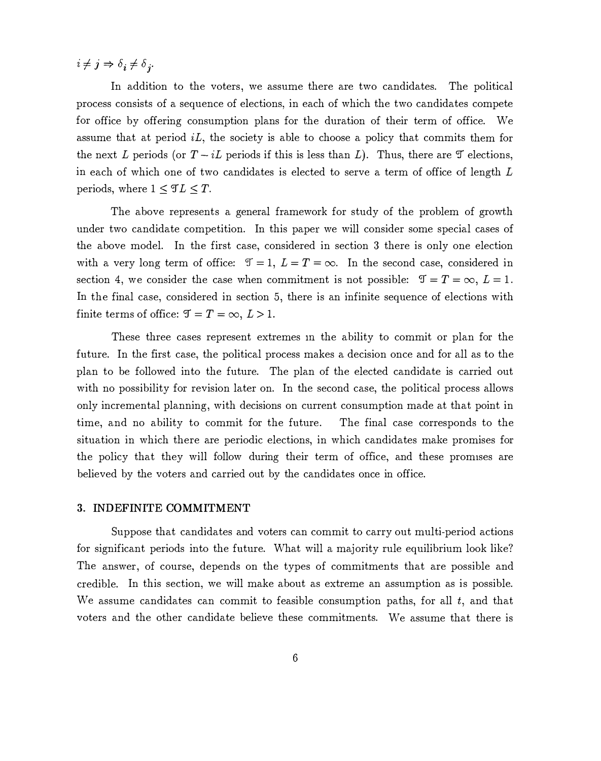$i \neq j \Rightarrow \delta_i \neq \delta_j$.

In addition to the voters, we assume there are two candidates. The political process consists of a sequence of elections, in each of which the two candidates compete for office by offering consumption plans for the duration of their term of office. We assume that at period $iL$, the society is able to choose a policy that commits them for the next $L$ periods (or $T - iL$ periods if this is less than $L$). Thus, there are $\mathcal{T}$ elections, in each of which one of two candidates is elected to serve a term of office of length $L$ periods, where $1 \leq \mathcal{T}L \leq T$.

The above represents a general framework for study of the problem of growth under two candidate competition. In this paper we will consider some special cases of the above model. In the first case, considered in section 3 there is only one election with a very long term of office: $\mathcal{T} = 1$, $L = T = \infty$. In the second case, considered in section 4, we consider the case when commitment is not possible: $\mathcal{T} = T = \infty$, $L = 1$. In the final case, considered in section 5, there is an infinite sequence of elections with finite terms of office: $\mathcal{T} = T = \infty$, $L > 1$.

These three cases represent extremes in the ability to commit or plan for the future. In the first case, the political process makes a decision once and for all as to the plan to be followed into the future. The plan of the elected candidate is carried out with no possibility for revision later on. In the second case, the political process allows only incremental planning, with decisions on current consumption made at that point in time, and no ability to commit for the future. The final case corresponds to the situation in which there are periodic elections, in which candidates make promises for the policy that they will follow during their term of office, and these promises are believed by the voters and carried out by the candidates once in office.

## 3. INDEFINITE COMMITMENT

Suppose that candidates and voters can commit to carry out multi-period actions for significant periods into the future. What will a majority rule equilibrium look like? The answer, of course, depends on the types of commitments that are possible and credible. In this section, we will make about as extreme an assumption as is possible. We assume candidates can commit to feasible consumption paths, for all $t$, and that voters and the other candidate believe these commitments. We assume that there is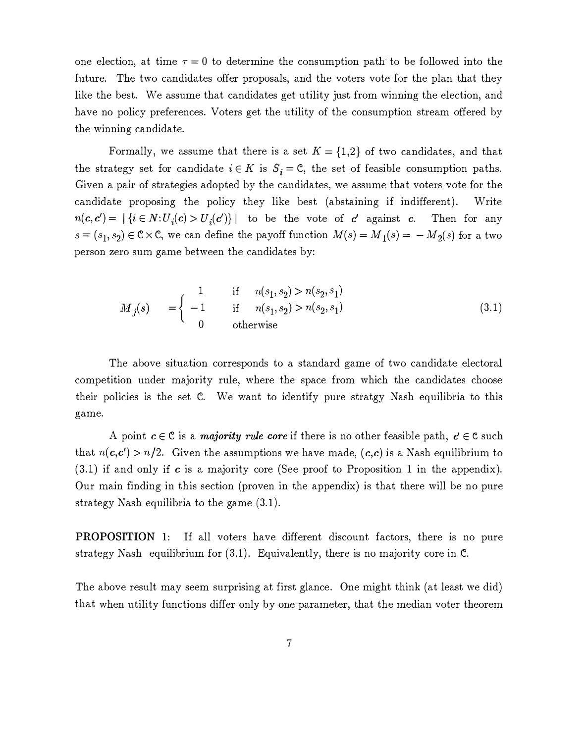one election, at time $\tau = 0$ to determine the consumption path to be followed into the future. The two candidates offer proposals, and the voters vote for the plan that they like the best. We assume that candidates get utility just from winning the election, and have no policy preferences. Voters get the utility of the consumption stream offered by the winning candidate.

Formally, we assume that there is a set $K = \{1,2\}$ of two candidates, and that the strategy set for candidate $i \in K$ is $S_i = \mathfrak{C}$, the set of feasible consumption paths. Given a pair of strategies adopted by the candidates, we assume that voters vote for the candidate proposing the policy they like best (abstaining if indifferent). Write $n(\boldsymbol{c}, \boldsymbol{c}') = |\{i \in N: U_i(\boldsymbol{c}) > U_i(\boldsymbol{c}')\}|$ to be the vote of $\boldsymbol{c}'$ against $\boldsymbol{c}$. Then for any $s = (s_1, s_2) \in \mathfrak{C} \times \mathfrak{C}$, we can define the payoff function $M(s) = M_1(s) = -M_2(s)$ for a two person zero sum game between the candidates by:

$$M_j(s) \quad = \begin{cases} \;\;1 & \text{if} \quad n(s_1, s_2) > n(s_2, s_1) \\ -1 & \text{if} \quad n(s_1, s_2) > n(s_2, s_1) \\ \;\;0 & \text{otherwise} \end{cases} \tag{3.1}$$

The above situation corresponds to a standard game of two candidate electoral competition under majority rule, where the space from which the candidates choose their policies is the set $\mathfrak{C}$. We want to identify pure stratgy Nash equilibria to this game.

A point $\boldsymbol{c} \in \mathfrak{C}$ is a ***majority rule core*** if there is no other feasible path, $\boldsymbol{c}' \in \mathfrak{C}$ such that $n(\boldsymbol{c},\boldsymbol{c}') > n/2$. Given the assumptions we have made, $(\boldsymbol{c},\boldsymbol{c})$ is a Nash equilibrium to (3.1) if and only if $\boldsymbol{c}$ is a majority core (See proof to Proposition 1 in the appendix). Our main finding in this section (proven in the appendix) is that there will be no pure strategy Nash equilibria to the game (3.1).

**PROPOSITION 1:** If all voters have different discount factors, there is no pure strategy Nash equilibrium for (3.1). Equivalently, there is no majority core in $\mathfrak{C}$.

The above result may seem surprising at first glance. One might think (at least we did) that when utility functions differ only by one parameter, that the median voter theorem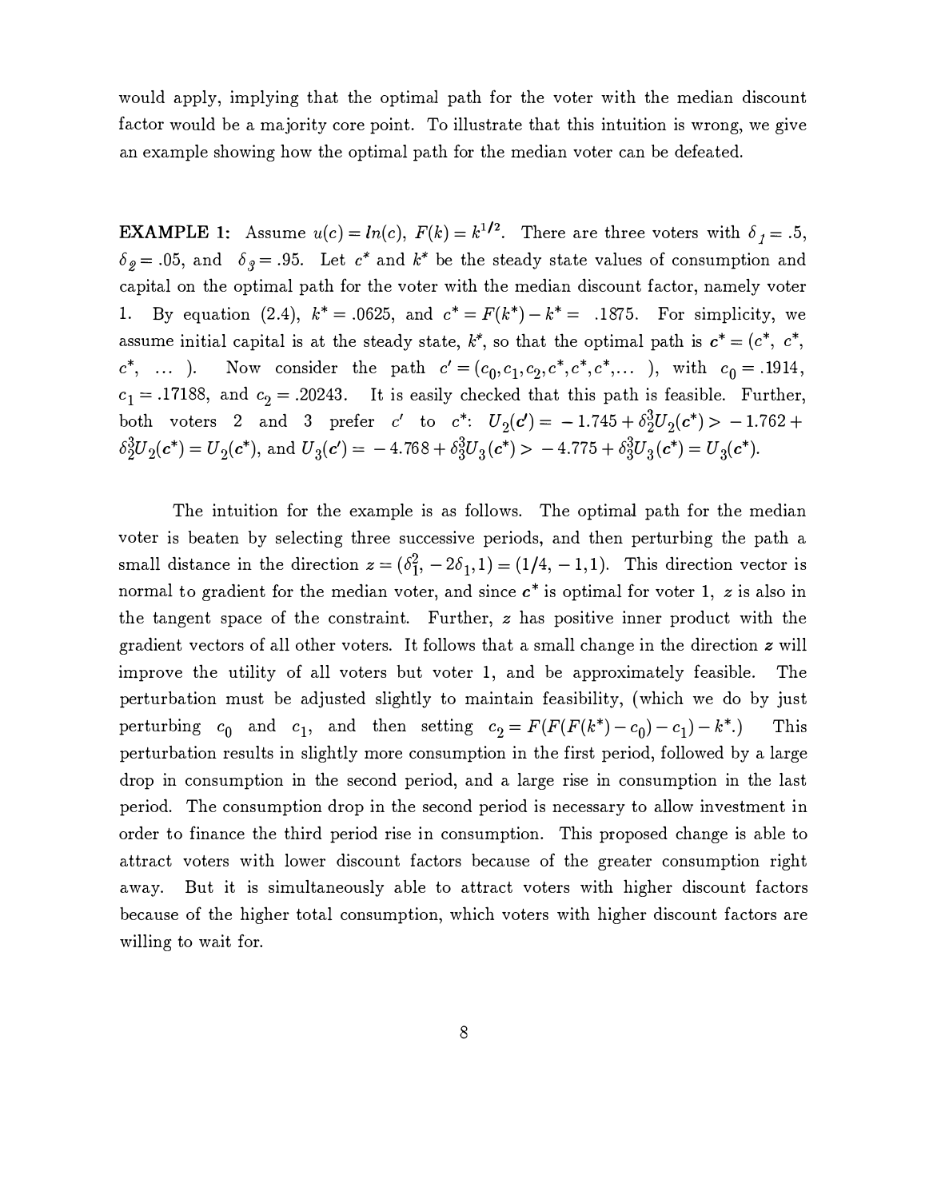would apply, implying that the optimal path for the voter with the median discount factor would be a majority core point. To illustrate that this intuition is wrong, we give an example showing how the optimal path for the median voter can be defeated.

**EXAMPLE 1:** Assume $u(c) = ln(c)$, $F(k) = k^{1/2}$. There are three voters with $\delta_1 = .5$, $\delta_2 = .05$, and $\delta_3 = .95$. Let $c^*$ and $k^*$ be the steady state values of consumption and capital on the optimal path for the voter with the median discount factor, namely voter 1. By equation (2.4), $k^* = .0625$, and $c^* = F(k^*) - k^* = .1875$. For simplicity, we assume initial capital is at the steady state, $k^*$, so that the optimal path is $\mathbf{c}^* = (c^*, c^*, c^*, \ldots)$. Now consider the path $c' = (c_0, c_1, c_2, c^*, c^*, c^*, \ldots)$, with $c_0 = .1914$, $c_1 = .17188$, and $c_2 = .20243$. It is easily checked that this path is feasible. Further, both voters 2 and 3 prefer $c'$ to $c^*$: $U_2(\mathbf{c}') = -1.745 + \delta_2^3 U_2(\mathbf{c}^*) > -1.762 + \delta_2^3 U_2(\mathbf{c}^*) = U_2(\mathbf{c}^*)$, and $U_3(\mathbf{c}') = -4.768 + \delta_3^3 U_3(\mathbf{c}^*) > -4.775 + \delta_3^3 U_3(\mathbf{c}^*) = U_3(\mathbf{c}^*)$.

The intuition for the example is as follows. The optimal path for the median voter is beaten by selecting three successive periods, and then perturbing the path a small distance in the direction $z = (\delta_1^2, -2\delta_1, 1) = (1/4, -1, 1)$. This direction vector is normal to gradient for the median voter, and since $\mathbf{c}^*$ is optimal for voter 1, $z$ is also in the tangent space of the constraint. Further, $z$ has positive inner product with the gradient vectors of all other voters. It follows that a small change in the direction $z$ will improve the utility of all voters but voter 1, and be approximately feasible. The perturbation must be adjusted slightly to maintain feasibility, (which we do by just perturbing $c_0$ and $c_1$, and then setting $c_2 = F(F(F(k^*) - c_0) - c_1) - k^*$.) This perturbation results in slightly more consumption in the first period, followed by a large drop in consumption in the second period, and a large rise in consumption in the last period. The consumption drop in the second period is necessary to allow investment in order to finance the third period rise in consumption. This proposed change is able to attract voters with lower discount factors because of the greater consumption right away. But it is simultaneously able to attract voters with higher discount factors because of the higher total consumption, which voters with higher discount factors are willing to wait for.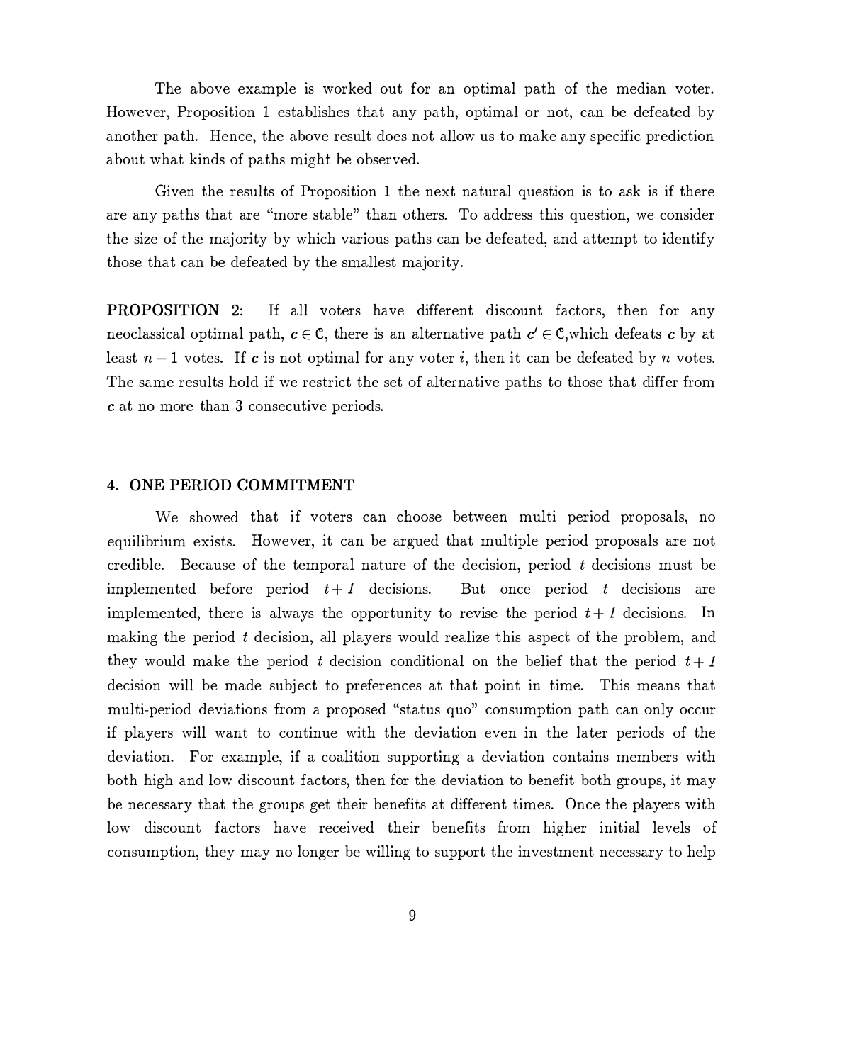The above example is worked out for an optimal path of the median voter. However, Proposition 1 establishes that any path, optimal or not, can be defeated by another path. Hence, the above result does not allow us to make any specific prediction about what kinds of paths might be observed.

Given the results of Proposition 1 the next natural question is to ask is if there are any paths that are "more stable" than others. To address this question, we consider the size of the majority by which various paths can be defeated, and attempt to identify those that can be defeated by the smallest majority.

**PROPOSITION 2:** If all voters have different discount factors, then for any neoclassical optimal path, $\boldsymbol{c} \in \mathbb{C}$, there is an alternative path $\boldsymbol{c}' \in \mathbb{C}$,which defeats $\boldsymbol{c}$ by at least $n-1$ votes. If $\boldsymbol{c}$ is not optimal for any voter $i$, then it can be defeated by $n$ votes. The same results hold if we restrict the set of alternative paths to those that differ from $\boldsymbol{c}$ at no more than 3 consecutive periods.

## 4. ONE PERIOD COMMITMENT

We showed that if voters can choose between multi period proposals, no equilibrium exists. However, it can be argued that multiple period proposals are not credible. Because of the temporal nature of the decision, period $t$ decisions must be implemented before period $t+1$ decisions. But once period $t$ decisions are implemented, there is always the opportunity to revise the period $t+1$ decisions. In making the period $t$ decision, all players would realize this aspect of the problem, and they would make the period $t$ decision conditional on the belief that the period $t+1$ decision will be made subject to preferences at that point in time. This means that multi-period deviations from a proposed "status quo" consumption path can only occur if players will want to continue with the deviation even in the later periods of the deviation. For example, if a coalition supporting a deviation contains members with both high and low discount factors, then for the deviation to benefit both groups, it may be necessary that the groups get their benefits at different times. Once the players with low discount factors have received their benefits from higher initial levels of consumption, they may no longer be willing to support the investment necessary to help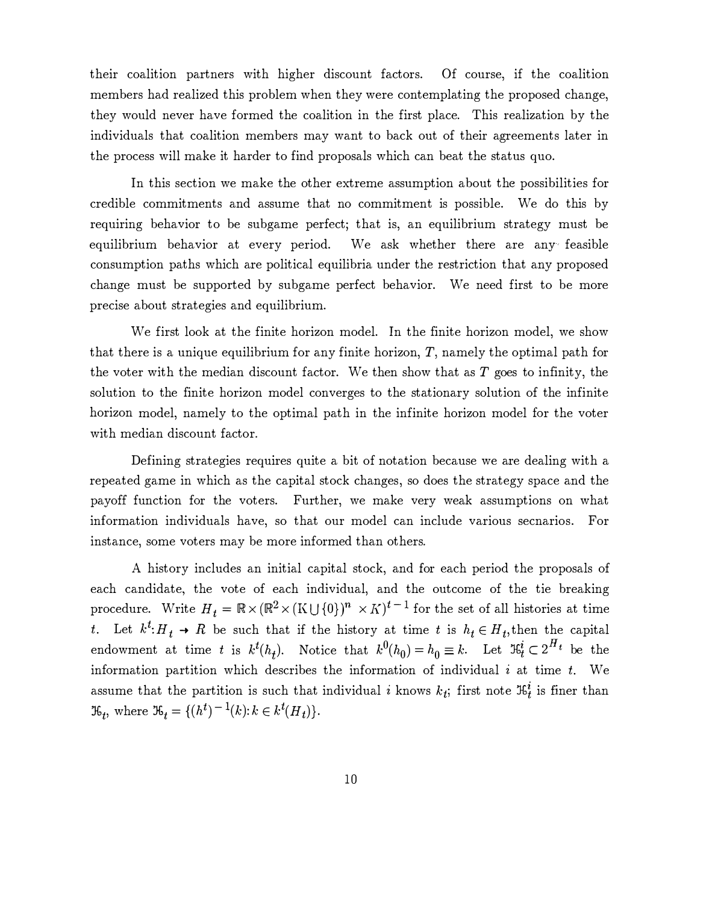their coalition partners with higher discount factors. Of course, if the coalition members had realized this problem when they were contemplating the proposed change, they would never have formed the coalition in the first place. This realization by the individuals that coalition members may want to back out of their agreements later in the process will make it harder to find proposals which can beat the status quo.

In this section we make the other extreme assumption about the possibilities for credible commitments and assume that no commitment is possible. We do this by requiring behavior to be subgame perfect; that is, an equilibrium strategy must be equilibrium behavior at every period. We ask whether there are any feasible consumption paths which are political equilibria under the restriction that any proposed change must be supported by subgame perfect behavior. We need first to be more precise about strategies and equilibrium.

We first look at the finite horizon model. In the finite horizon model, we show that there is a unique equilibrium for any finite horizon, $T$, namely the optimal path for the voter with the median discount factor. We then show that as $T$ goes to infinity, the solution to the finite horizon model converges to the stationary solution of the infinite horizon model, namely to the optimal path in the infinite horizon model for the voter with median discount factor.

Defining strategies requires quite a bit of notation because we are dealing with a repeated game in which as the capital stock changes, so does the strategy space and the payoff function for the voters. Further, we make very weak assumptions on what information individuals have, so that our model can include various secnarios. For instance, some voters may be more informed than others.

A history includes an initial capital stock, and for each period the proposals of each candidate, the vote of each individual, and the outcome of the tie breaking procedure. Write $H_t = \mathbb{R} \times (\mathbb{R}^2 \times (\mathrm{K} \cup \{0\})^n \times K)^{t-1}$ for the set of all histories at time $t$. Let $k^t: H_t \rightarrow R$ be such that if the history at time $t$ is $h_t \in H_t$, then the capital endowment at time $t$ is $k^t(h_t)$. Notice that $k^0(h_0) = h_0 \equiv k$. Let $\mathcal{H}_t^i \subset 2^{H_t}$ be the information partition which describes the information of individual $i$ at time $t$. We assume that the partition is such that individual $i$ knows $k_t$; first note $\mathcal{H}_t^i$ is finer than $\mathcal{H}_t$, where $\mathcal{H}_t = \{(h^t)^{-1}(k): k \in k^t(H_t)\}$.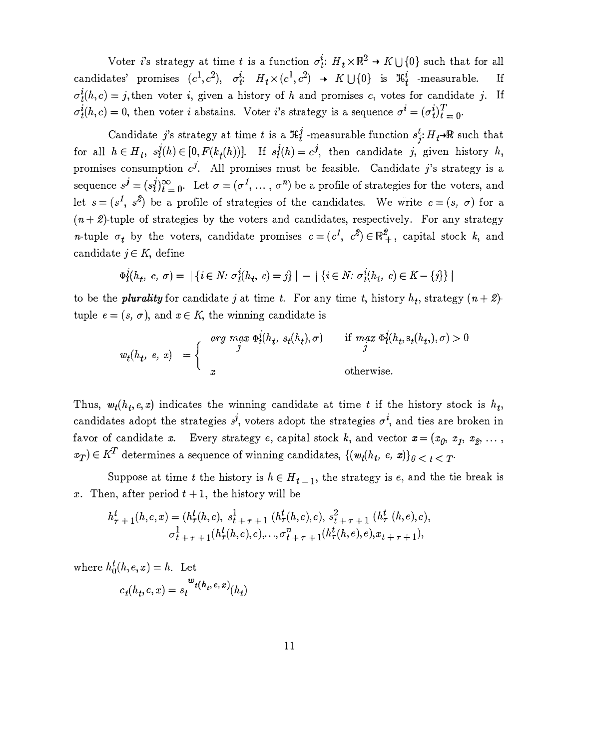Voter $i$'s strategy at time $t$ is a function $\sigma_t^i$: $H_t \times \mathbb{R}^2 \to K \bigcup \{0\}$ such that for all candidates' promises $(c^1, c^2)$, $\sigma_t^i$: $H_t \times (c^1, c^2) \to K \bigcup \{0\}$ is $\mathcal{H}_t^i$ -measurable. If $\sigma_t^i(h, c) = j$, then voter $i$, given a history of $h$ and promises $c$, votes for candidate $j$. If $\sigma_t^i(h, c) = 0$, then voter $i$ abstains. Voter $i$'s strategy is a sequence $\sigma^i = (\sigma_t^i)_{t=0}^T$.

Candidate $j$'s strategy at time $t$ is a $\mathcal{H}_t^j$ -measurable function $s_j^t$: $H_t \to \mathbb{R}$ such that for all $h \in H_t$, $s_t^j(h) \in [0, F(k_t(h))]$. If $s_t^j(h) = c^j$, then candidate $j$, given history $h$, promises consumption $c^j$. All promises must be feasible. Candidate $j$'s strategy is a sequence $s^j = (s_t^j)_{t=0}^{\infty}$. Let $\sigma = (\sigma^1, \ldots, \sigma^n)$ be a profile of strategies for the voters, and let $s = (s^1, s^2)$ be a profile of strategies of the candidates. We write $e = (s, \sigma)$ for a $(n+2)$-tuple of strategies by the voters and candidates, respectively. For any strategy $n$-tuple $\sigma_t$ by the voters, candidate promises $c = (c^1, c^2) \in \mathbb{R}_+^2$, capital stock $k$, and candidate $j \in K$, define

$$\Phi_t^j(h_t, c, \sigma) = |\{i \in N: \sigma_t^i(h_t, c) = j\}| - |\{i \in N: \sigma_t^i(h_t, c) \in K - \{j\}\}|$$

to be the ***plurality*** for candidate $j$ at time $t$. For any time $t$, history $h_t$, strategy $(n+2)$-tuple $e = (s, \sigma)$, and $x \in K$, the winning candidate is

$$w_t(h_t, e, x) = \begin{cases} \arg\max_j \Phi_t^j(h_t, s_t(h_t), \sigma) & \text{if } \max_j \Phi_t^j(h_t, s_t(h_t), \sigma) > 0 \\ x & \text{otherwise.} \end{cases}$$

Thus, $w_t(h_t, e, x)$ indicates the winning candidate at time $t$ if the history stock is $h_t$, candidates adopt the strategies $s^j$, voters adopt the strategies $\sigma^i$, and ties are broken in favor of candidate $x$. Every strategy $e$, capital stock $k$, and vector $\boldsymbol{x} = (x_0, x_1, x_2, \ldots, x_T) \in K^T$ determines a sequence of winning candidates, $\{(w_t(h_t, e, \boldsymbol{x})\}_{0 < t < T}$.

Suppose at time $t$ the history is $h \in H_{t-1}$, the strategy is $e$, and the tie break is $x$. Then, after period $t+1$, the history will be

$$h_{\tau+1}^t(h, e, x) = (h_\tau^t(h, e), s_{t+\tau+1}^1(h_\tau^t(h, e), e), s_{t+\tau+1}^2(h_\tau^t(h, e), e), \\ \sigma_{t+\tau+1}^1(h_\tau^t(h, e), e), \ldots, \sigma_{t+\tau+1}^n(h_\tau^t(h, e), e), x_{t+\tau+1}),$$

where $h_0^t(h, e, x) = h$. Let

$$c_t(h_t, e, x) = s_t^{w_t(h_t, e, x)}(h_t)$$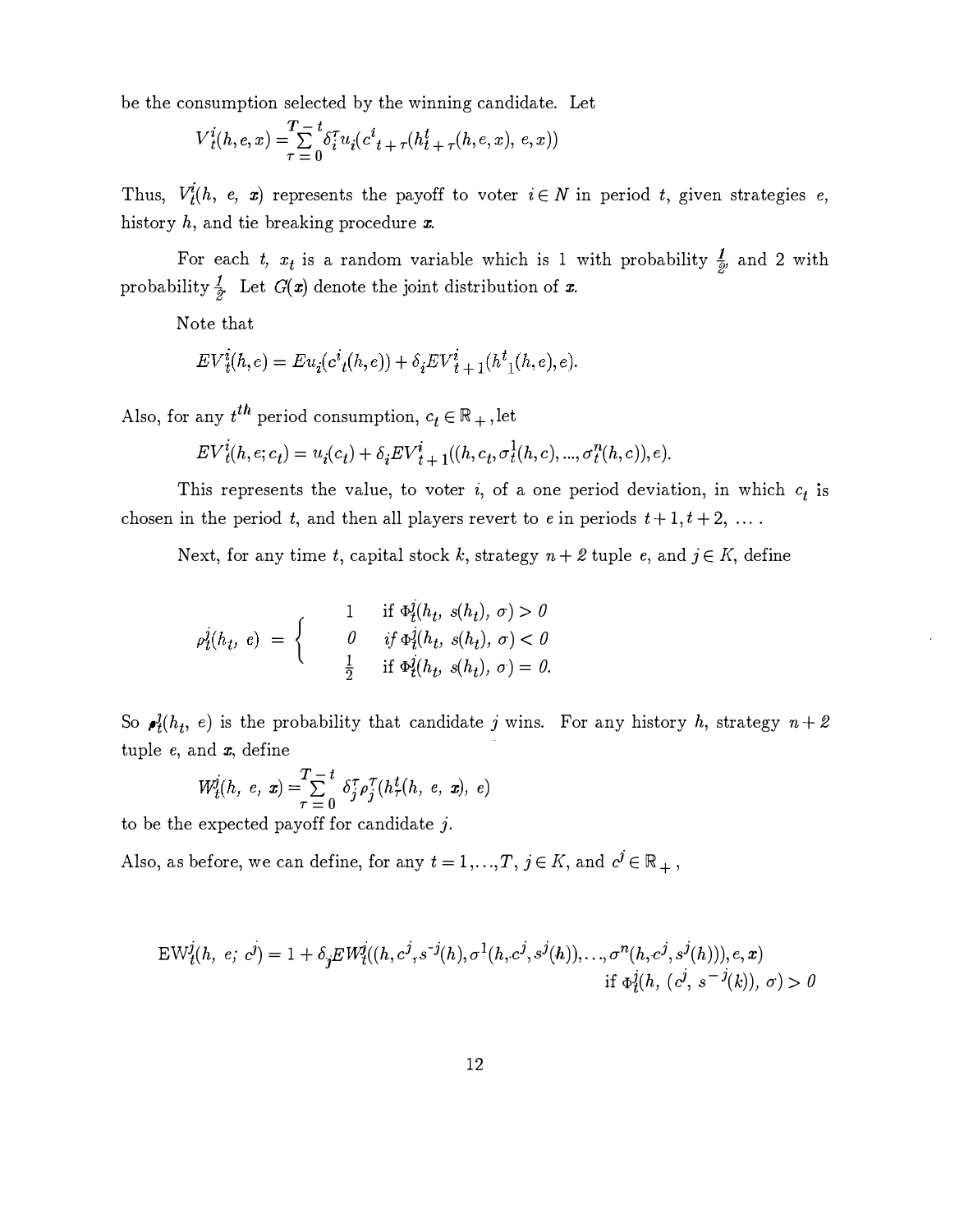be the consumption selected by the winning candidate. Let

$$V_t^i(h, e, x) = \sum_{\tau = 0}^{T-t} \delta_i^\tau u_i(c^i{}_{t+\tau}(h^t_{t+\tau}(h, e, x), e, x))$$

Thus, $V_t^i(h, e, x)$ represents the payoff to voter $i \in N$ in period $t$, given strategies $e$, history $h$, and tie breaking procedure $x$.

For each $t$, $x_t$ is a random variable which is 1 with probability $\frac{1}{2}$, and 2 with probability $\frac{1}{2}$. Let $G(x)$ denote the joint distribution of $x$.

Note that

$$EV_t^i(h, e) = Eu_i(c^i{}_t(h, e)) + \delta_i EV^i_{t+1}(h^t{}_1(h, e), e).$$

Also, for any $t^{th}$ period consumption, $c_t \in \mathbb{R}_+$, let

$$EV_t^i(h, e; c_t) = u_i(c_t) + \delta_i EV^i_{t+1}((h, c_t, \sigma_t^1(h, c), ..., \sigma_t^n(h, c)), e).$$

This represents the value, to voter $i$, of a one period deviation, in which $c_t$ is chosen in the period $t$, and then all players revert to $e$ in periods $t+1, t+2, \ldots$ .

Next, for any time $t$, capital stock $k$, strategy $n+2$ tuple $e$, and $j \in K$, define

$$\rho_t^j(h_t, e) = \begin{cases} 1 & \text{if } \Phi_t^j(h_t, s(h_t), \sigma) > 0 \\ 0 & \text{if } \Phi_t^j(h_t, s(h_t), \sigma) < 0 \\ \frac{1}{2} & \text{if } \Phi_t^j(h_t, s(h_t), \sigma) = 0. \end{cases}$$

So $\rho_t^j(h_t, e)$ is the probability that candidate $j$ wins. For any history $h$, strategy $n+2$ tuple $e$, and $x$, define

$$W_t^j(h, e, x) = \sum_{\tau = 0}^{T-t} \delta_j^\tau \rho_j^\tau(h_\tau^t(h, e, x), e)$$

to be the expected payoff for candidate $j$.

Also, as before, we can define, for any $t = 1,\ldots,T$, $j \in K$, and $c^j \in \mathbb{R}_+$,

$$\mathrm{EW}_t^j(h, e; c^j) = 1 + \delta_j EW_t^j((h, c^j, s^{-j}(h), \sigma^1(h, c^j, s^j(h)), \ldots, \sigma^n(h, c^j, s^j(h))), e, x)$$
$$\text{if } \Phi_t^j(h, (c^j, s^{-j}(k)), \sigma) > 0$$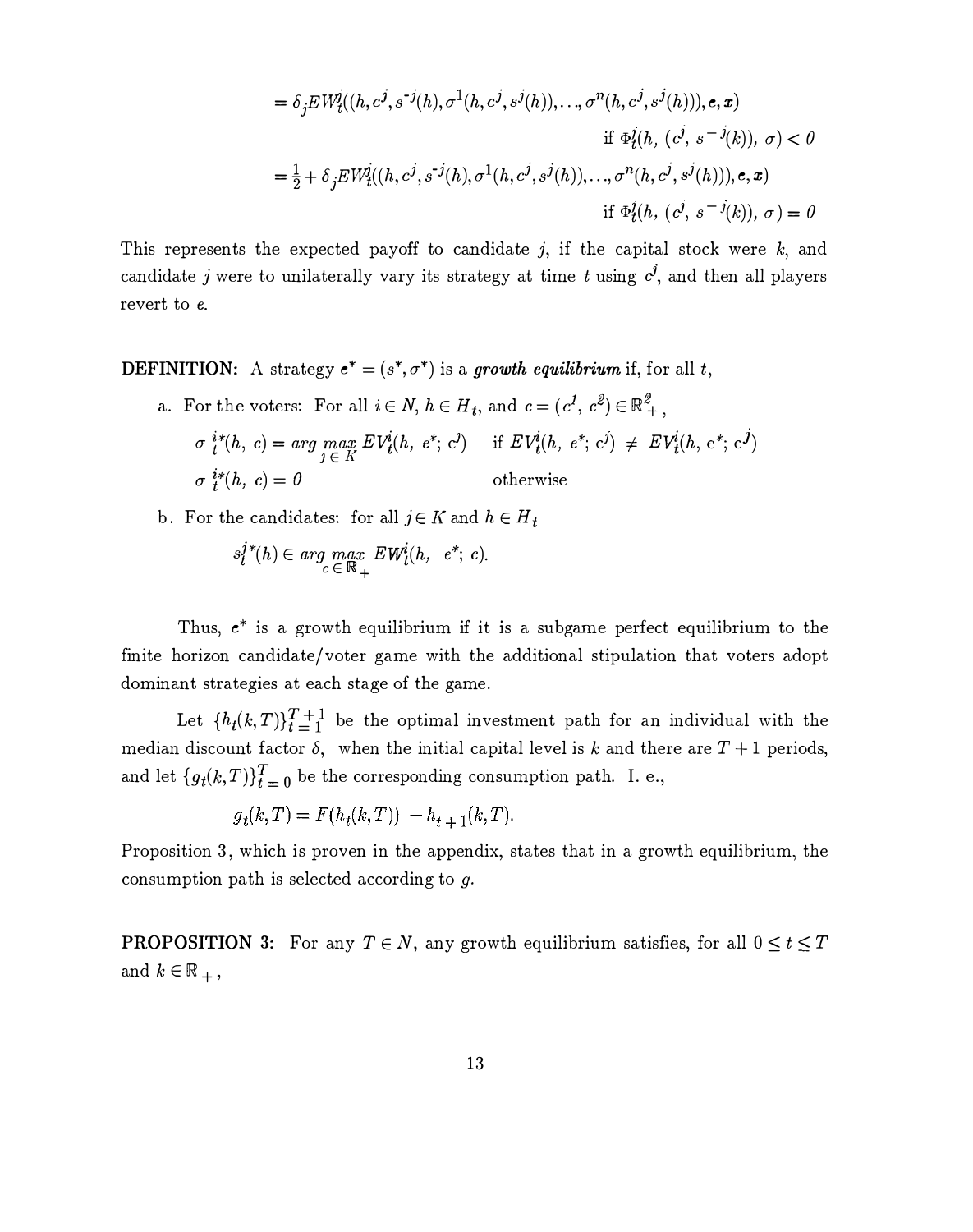$$= \delta_j EW_t^j((h, c^j, s^{-j}(h), \sigma^1(h, c^j, s^j(h)), \ldots, \sigma^n(h, c^j, s^j(h))), e, x)$$

$$\text{if } \Phi_t^j(h, (c^j, s^{-j}(k)), \sigma) < 0$$

$$= \tfrac{1}{2} + \delta_j EW_t^j((h, c^j, s^{-j}(h), \sigma^1(h, c^j, s^j(h)), \ldots, \sigma^n(h, c^j, s^j(h))), e, x)$$

$$\text{if } \Phi_t^j(h, (c^j, s^{-j}(k)), \sigma) = 0$$

This represents the expected payoff to candidate $j$, if the capital stock were $k$, and candidate $j$ were to unilaterally vary its strategy at time $t$ using $c^j$, and then all players revert to $e$.

**DEFINITION:** A strategy $e^* = (s^*, \sigma^*)$ is a ***growth equilibrium*** if, for all $t$,

a. For the voters: For all $i \in N$, $h \in H_t$, and $c = (c^1, c^2) \in \mathbb{R}^2_+$,

$$\sigma_t^{i*}(h, c) = \arg\max_{j \in K} EV_t^i(h, e^*; c^j) \quad \text{if } EV_t^i(h, e^*; c^j) \neq EV_t^i(h, e^*; c^j)$$

$$\sigma_t^{i*}(h, c) = 0 \quad \text{otherwise}$$

b. For the candidates: for all $j \in K$ and $h \in H_t$

$$s_t^{j*}(h) \in \arg\max_{c \in \mathbb{R}_+} EW_t^i(h, e^*; c).$$

Thus, $e^*$ is a growth equilibrium if it is a subgame perfect equilibrium to the finite horizon candidate/voter game with the additional stipulation that voters adopt dominant strategies at each stage of the game.

Let $\{h_t(k, T)\}_{t=1}^{T+1}$ be the optimal investment path for an individual with the median discount factor $\delta$, when the initial capital level is $k$ and there are $T + 1$ periods, and let $\{g_t(k, T)\}_{t=0}^{T}$ be the corresponding consumption path. I. e.,

$$g_t(k, T) = F(h_t(k, T)) - h_{t+1}(k, T).$$

Proposition 3, which is proven in the appendix, states that in a growth equilibrium, the consumption path is selected according to $g$.

**PROPOSITION 3:** For any $T \in N$, any growth equilibrium satisfies, for all $0 \leq t \leq T$ and $k \in \mathbb{R}_+$,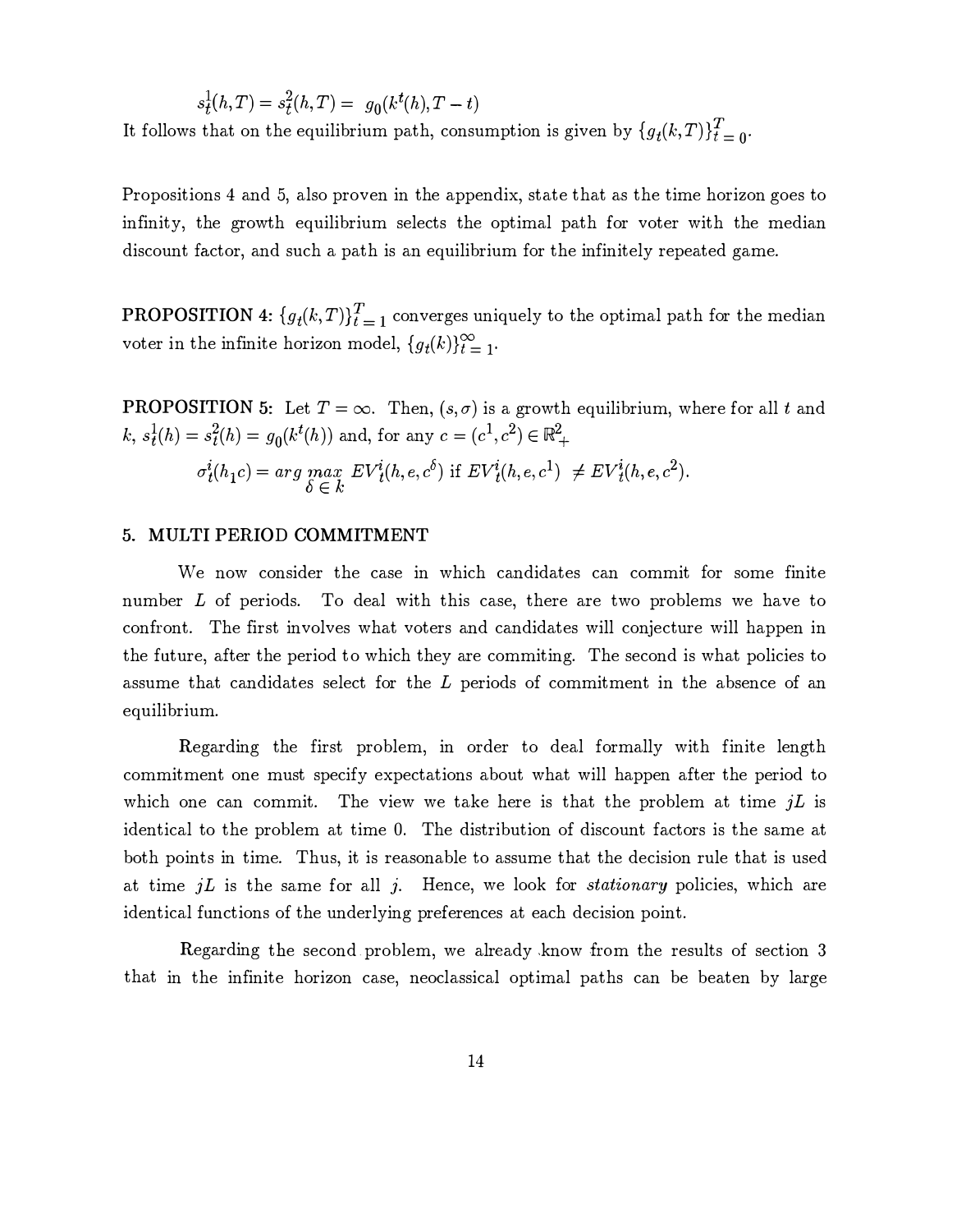$$s_t^1(h,T) = s_t^2(h,T) = \; g_0(k^t(h), T-t)$$

It follows that on the equilibrium path, consumption is given by $\{g_t(k,T)\}_{t=0}^{T}$.

Propositions 4 and 5, also proven in the appendix, state that as the time horizon goes to infinity, the growth equilibrium selects the optimal path for voter with the median discount factor, and such a path is an equilibrium for the infinitely repeated game.

**PROPOSITION 4:** $\{g_t(k,T)\}_{t=1}^{T}$ converges uniquely to the optimal path for the median voter in the infinite horizon model, $\{g_t(k)\}_{t=1}^{\infty}$.

**PROPOSITION 5:** Let $T = \infty$. Then, $(s, \sigma)$ is a growth equilibrium, where for all $t$ and $k$, $s_t^1(h) = s_t^2(h) = g_0(k^t(h))$ and, for any $c = (c^1, c^2) \in \mathbb{R}_+^2$

$$\sigma_t^i(h_1 c) = arg \max_{\delta \in k} EV_t^i(h, e, c^\delta) \text{ if } EV_t^i(h, e, c^1) \neq EV_t^i(h, e, c^2).$$

## 5. MULTI PERIOD COMMITMENT

We now consider the case in which candidates can commit for some finite number $L$ of periods. To deal with this case, there are two problems we have to confront. The first involves what voters and candidates will conjecture will happen in the future, after the period to which they are commiting. The second is what policies to assume that candidates select for the $L$ periods of commitment in the absence of an equilibrium.

Regarding the first problem, in order to deal formally with finite length commitment one must specify expectations about what will happen after the period to which one can commit. The view we take here is that the problem at time $jL$ is identical to the problem at time 0. The distribution of discount factors is the same at both points in time. Thus, it is reasonable to assume that the decision rule that is used at time $jL$ is the same for all $j$. Hence, we look for *stationary* policies, which are identical functions of the underlying preferences at each decision point.

Regarding the second problem, we already know from the results of section 3 that in the infinite horizon case, neoclassical optimal paths can be beaten by large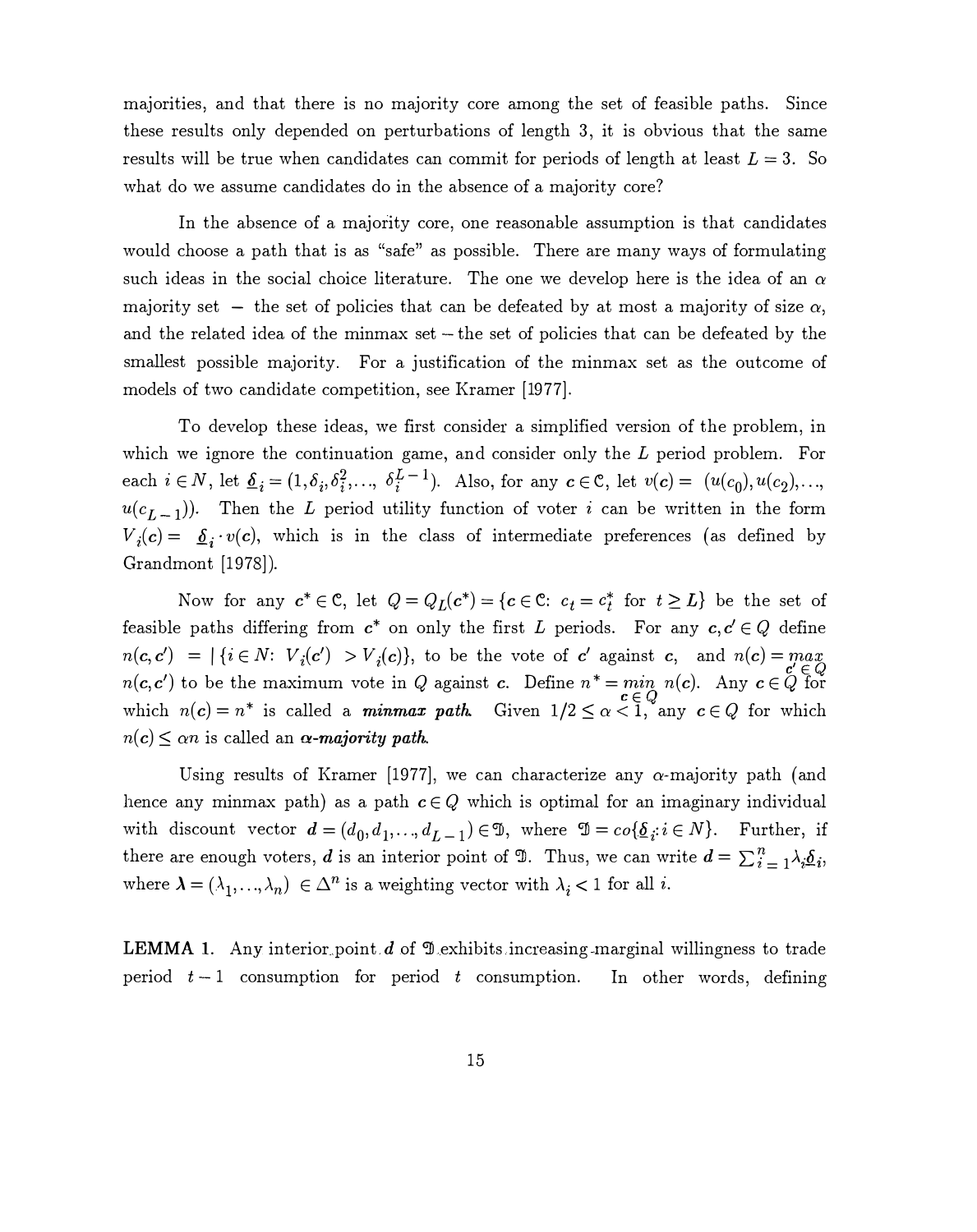majorities, and that there is no majority core among the set of feasible paths. Since these results only depended on perturbations of length 3, it is obvious that the same results will be true when candidates can commit for periods of length at least $L = 3$. So what do we assume candidates do in the absence of a majority core?

In the absence of a majority core, one reasonable assumption is that candidates would choose a path that is as "safe" as possible. There are many ways of formulating such ideas in the social choice literature. The one we develop here is the idea of an $\alpha$ majority set – the set of policies that can be defeated by at most a majority of size $\alpha$, and the related idea of the minmax set – the set of policies that can be defeated by the smallest possible majority. For a justification of the minmax set as the outcome of models of two candidate competition, see Kramer [1977].

To develop these ideas, we first consider a simplified version of the problem, in which we ignore the continuation game, and consider only the $L$ period problem. For each $i \in N$, let $\underline{\boldsymbol{\delta}}_i = (1, \delta_i, \delta_i^2, \ldots, \delta_i^{L-1})$. Also, for any $\boldsymbol{c} \in \mathfrak{C}$, let $v(\boldsymbol{c}) = (u(c_0), u(c_2), \ldots, u(c_{L-1}))$. Then the $L$ period utility function of voter $i$ can be written in the form $V_i(\boldsymbol{c}) = \underline{\boldsymbol{\delta}}_i \cdot v(\boldsymbol{c})$, which is in the class of intermediate preferences (as defined by Grandmont [1978]).

Now for any $\boldsymbol{c}^* \in \mathfrak{C}$, let $Q = Q_L(\boldsymbol{c}^*) = \{\boldsymbol{c} \in \mathfrak{C}\colon\ c_t = c_t^* \text{ for } t \geq L\}$ be the set of feasible paths differing from $\boldsymbol{c}^*$ on only the first $L$ periods. For any $\boldsymbol{c}, \boldsymbol{c}' \in Q$ define $n(\boldsymbol{c}, \boldsymbol{c}') = |\{i \in N\colon\ V_i(\boldsymbol{c}') > V_i(\boldsymbol{c})\}|$, to be the vote of $\boldsymbol{c}'$ against $\boldsymbol{c}$, and $n(\boldsymbol{c}) = \max_{\boldsymbol{c}' \in Q} n(\boldsymbol{c}, \boldsymbol{c}')$ to be the maximum vote in $Q$ against $\boldsymbol{c}$. Define $n^* = \min_{\boldsymbol{c} \in Q} n(\boldsymbol{c})$. Any $\boldsymbol{c} \in Q$ for which $n(\boldsymbol{c}) = n^*$ is called a ***minmax path***. Given $1/2 \leq \alpha < 1$, any $\boldsymbol{c} \in Q$ for which $n(\boldsymbol{c}) \leq \alpha n$ is called an ***$\alpha$-majority path***.

Using results of Kramer [1977], we can characterize any $\alpha$-majority path (and hence any minmax path) as a path $\boldsymbol{c} \in Q$ which is optimal for an imaginary individual with discount vector $\boldsymbol{d} = (d_0, d_1, \ldots, d_{L-1}) \in \mathfrak{D}$, where $\mathfrak{D} = co\{\underline{\boldsymbol{\delta}}_i : i \in N\}$. Further, if there are enough voters, $\boldsymbol{d}$ is an interior point of $\mathfrak{D}$. Thus, we can write $\boldsymbol{d} = \sum_{i=1}^{n} \lambda_i \underline{\boldsymbol{\delta}}_i$, where $\boldsymbol{\lambda} = (\lambda_1, \ldots, \lambda_n) \in \Delta^n$ is a weighting vector with $\lambda_i < 1$ for all $i$.

**LEMMA 1.** Any interior point $\boldsymbol{d}$ of $\mathfrak{D}$ exhibits increasing marginal willingness to trade period $t-1$ consumption for period $t$ consumption. In other words, defining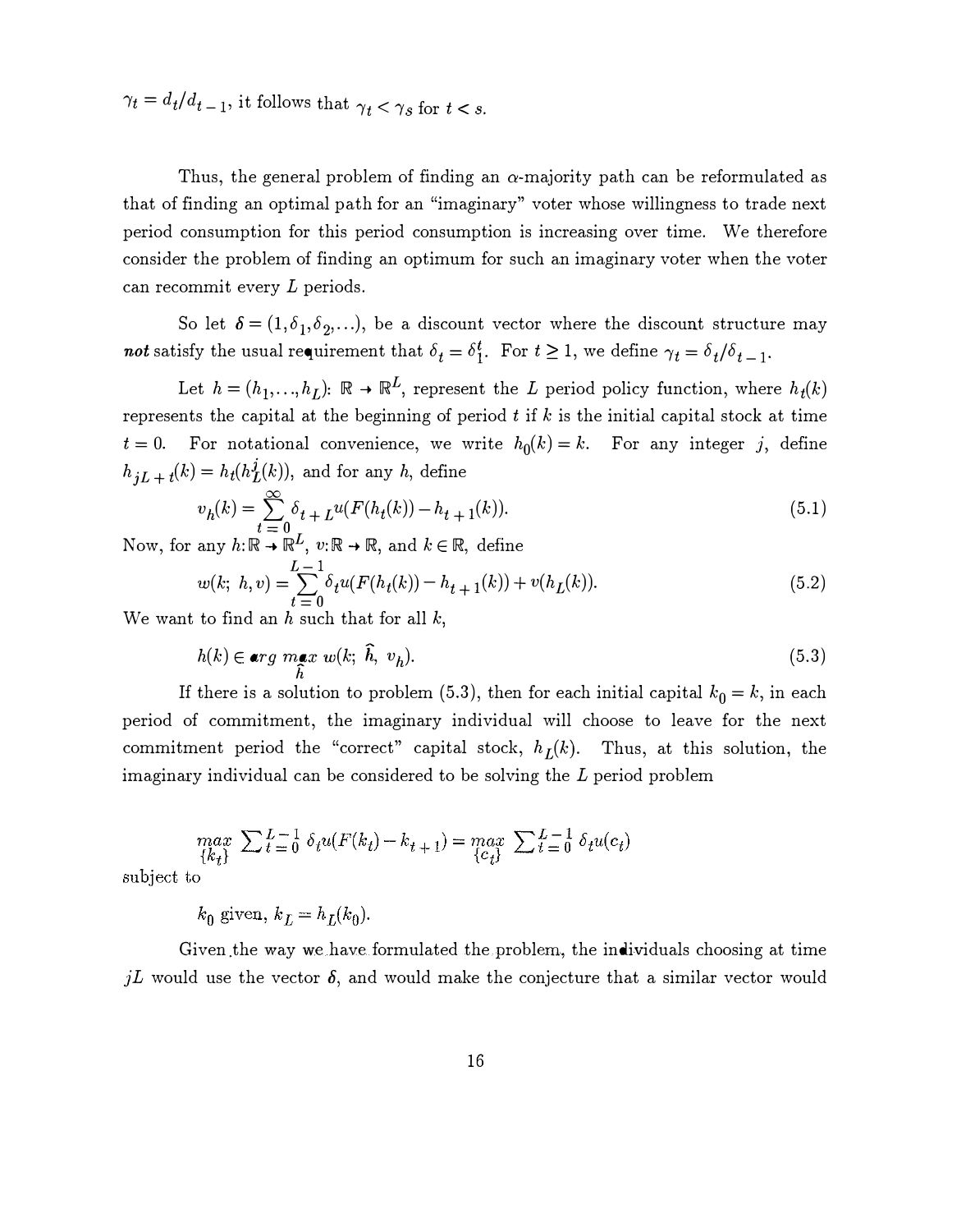$\gamma_t = d_t/d_{t-1}$, it follows that $\gamma_t < \gamma_s$ for $t < s$.

Thus, the general problem of finding an $\alpha$-majority path can be reformulated as that of finding an optimal path for an "imaginary" voter whose willingness to trade next period consumption for this period consumption is increasing over time. We therefore consider the problem of finding an optimum for such an imaginary voter when the voter can recommit every $L$ periods.

So let $\boldsymbol{\delta} = (1, \delta_1, \delta_2, \ldots)$, be a discount vector where the discount structure may ***not*** satisfy the usual requirement that $\delta_t = \delta_1^t$. For $t \geq 1$, we define $\gamma_t = \delta_t/\delta_{t-1}$.

Let $h = (h_1, \ldots, h_L)$: $\mathbb{R} \to \mathbb{R}^L$, represent the $L$ period policy function, where $h_t(k)$ represents the capital at the beginning of period $t$ if $k$ is the initial capital stock at time $t = 0$. For notational convenience, we write $h_0(k) = k$. For any integer $j$, define $h_{jL+t}(k) = h_t(h_L^j(k))$, and for any $h$, define

$$v_h(k) = \sum_{t=0}^{\infty} \delta_{t+L} u(F(h_t(k)) - h_{t+1}(k)). \tag{5.1}$$

Now, for any $h: \mathbb{R} \to \mathbb{R}^L$, $v: \mathbb{R} \to \mathbb{R}$, and $k \in \mathbb{R}$, define

$$w(k;\, h, v) = \sum_{t=0}^{L-1} \delta_t u(F(h_t(k)) - h_{t+1}(k)) + v(h_L(k)). \tag{5.2}$$

We want to find an $h$ such that for all $k$,

$$h(k) \in \arg\max_{\hat{h}} w(k;\, \hat{h},\, v_h). \tag{5.3}$$

If there is a solution to problem (5.3), then for each initial capital $k_0 = k$, in each period of commitment, the imaginary individual will choose to leave for the next commitment period the "correct" capital stock, $h_L(k)$. Thus, at this solution, the imaginary individual can be considered to be solving the $L$ period problem

$$\max_{\{k_t\}} \sum_{t=0}^{L-1} \delta_t u(F(k_t) - k_{t+1}) = \max_{\{c_t\}} \sum_{t=0}^{L-1} \delta_t u(c_t)$$

subject to

$$k_0 \text{ given, } k_L = h_L(k_0).$$

Given the way we have formulated the problem, the individuals choosing at time $jL$ would use the vector $\boldsymbol{\delta}$, and would make the conjecture that a similar vector would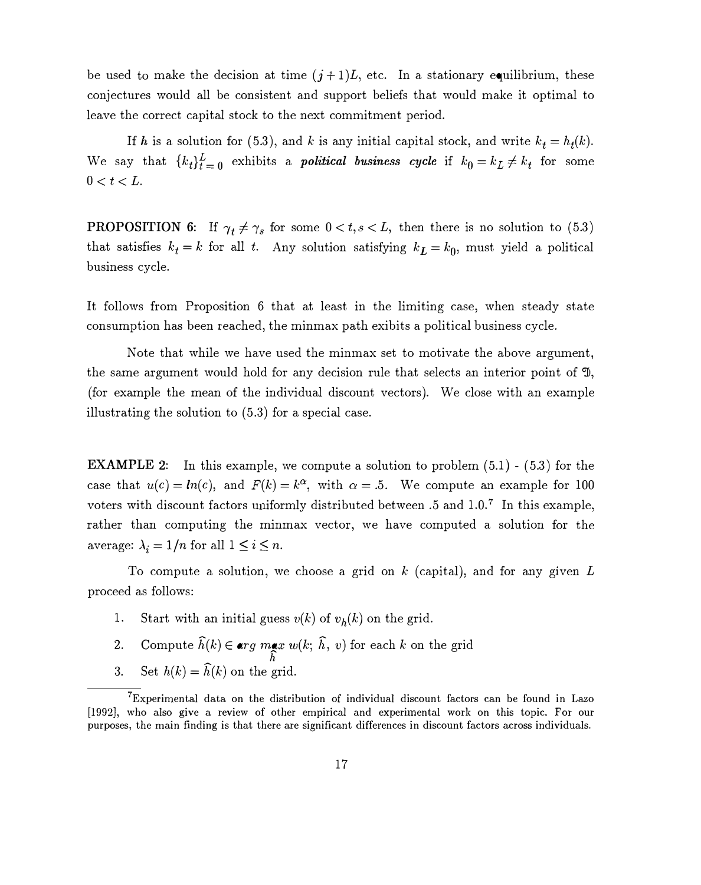be used to make the decision at time $(j+1)L$, etc. In a stationary equilibrium, these conjectures would all be consistent and support beliefs that would make it optimal to leave the correct capital stock to the next commitment period.

If $h$ is a solution for (5.3), and $k$ is any initial capital stock, and write $k_t = h_t(k)$. We say that $\{k_t\}_{t=0}^{L}$ exhibits a ***political business cycle*** if $k_0 = k_L \neq k_t$ for some $0 < t < L$.

**PROPOSITION 6:** If $\gamma_t \neq \gamma_s$ for some $0 < t, s < L$, then there is no solution to (5.3) that satisfies $k_t = k$ for all $t$. Any solution satisfying $k_L = k_0$, must yield a political business cycle.

It follows from Proposition 6 that at least in the limiting case, when steady state consumption has been reached, the minmax path exibits a political business cycle.

Note that while we have used the minmax set to motivate the above argument, the same argument would hold for any decision rule that selects an interior point of $\mathfrak{D}$, (for example the mean of the individual discount vectors). We close with an example illustrating the solution to (5.3) for a special case.

**EXAMPLE 2:** In this example, we compute a solution to problem (5.1) - (5.3) for the case that $u(c) = ln(c)$, and $F(k) = k^{\alpha}$, with $\alpha = .5$. We compute an example for 100 voters with discount factors uniformly distributed between .5 and 1.0.[7] In this example, rather than computing the minmax vector, we have computed a solution for the average: $\lambda_i = 1/n$ for all $1 \leq i \leq n$.

To compute a solution, we choose a grid on $k$ (capital), and for any given $L$ proceed as follows:

1. Start with an initial guess $v(k)$ of $v_h(k)$ on the grid.
2. Compute $\widehat{h}(k) \in arg\ \underset{\widehat{h}}{max}\ w(k;\ \widehat{h},\ v)$ for each $k$ on the grid
3. Set $h(k) = \widehat{h}(k)$ on the grid.

[7] Experimental data on the distribution of individual discount factors can be found in Lazo [1992], who also give a review of other empirical and experimental work on this topic. For our purposes, the main finding is that there are significant differences in discount factors across individuals.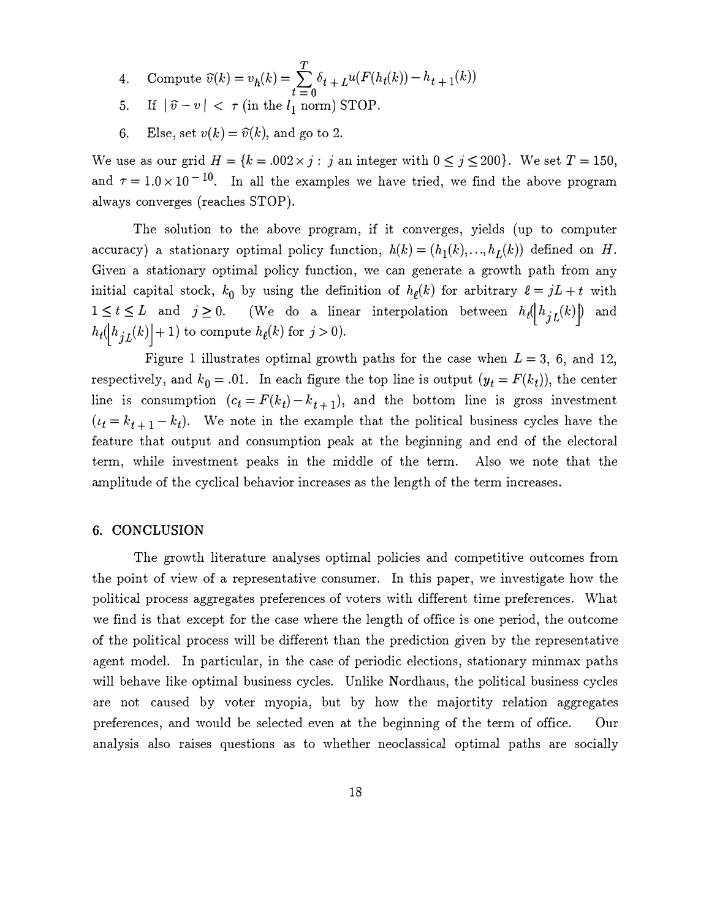4. Compute $\widehat{v}(k) = v_h(k) = \sum_{t=0}^{T} \delta_{t+L} u(F(h_t(k)) - h_{t+1}(k))$
5. If $|\widehat{v} - v| < \tau$ (in the $l_1$ norm) STOP.
6. Else, set $v(k) = \widehat{v}(k)$, and go to 2.

We use as our grid $H = \{k = .002 \times j : j$ an integer with $0 \le j \le 200\}$. We set $T = 150$, and $\tau = 1.0 \times 10^{-10}$. In all the examples we have tried, we find the above program always converges (reaches STOP).

The solution to the above program, if it converges, yields (up to computer accuracy) a stationary optimal policy function, $h(k) = (h_1(k), \ldots, h_L(k))$ defined on $H$. Given a stationary optimal policy function, we can generate a growth path from any initial capital stock, $k_0$ by using the definition of $h_\ell(k)$ for arbitrary $\ell = jL + t$ with $1 \le t \le L$ and $j \ge 0$. (We do a linear interpolation between $h_t(\lfloor h_{jL}(k) \rfloor)$ and $h_t(\lfloor h_{jL}(k) \rfloor + 1)$ to compute $h_\ell(k)$ for $j > 0$).

Figure 1 illustrates optimal growth paths for the case when $L = 3$, 6, and 12, respectively, and $k_0 = .01$. In each figure the top line is output ($y_t = F(k_t)$), the center line is consumption ($c_t = F(k_t) - k_{t+1}$), and the bottom line is gross investment ($\iota_t = k_{t+1} - k_t$). We note in the example that the political business cycles have the feature that output and consumption peak at the beginning and end of the electoral term, while investment peaks in the middle of the term. Also we note that the amplitude of the cyclical behavior increases as the length of the term increases.

## 6. CONCLUSION

The growth literature analyses optimal policies and competitive outcomes from the point of view of a representative consumer. In this paper, we investigate how the political process aggregates preferences of voters with different time preferences. What we find is that except for the case where the length of office is one period, the outcome of the political process will be different than the prediction given by the representative agent model. In particular, in the case of periodic elections, stationary minmax paths will behave like optimal business cycles. Unlike Nordhaus, the political business cycles are not caused by voter myopia, but by how the majortity relation aggregates preferences, and would be selected even at the beginning of the term of office. Our analysis also raises questions as to whether neoclassical optimal paths are socially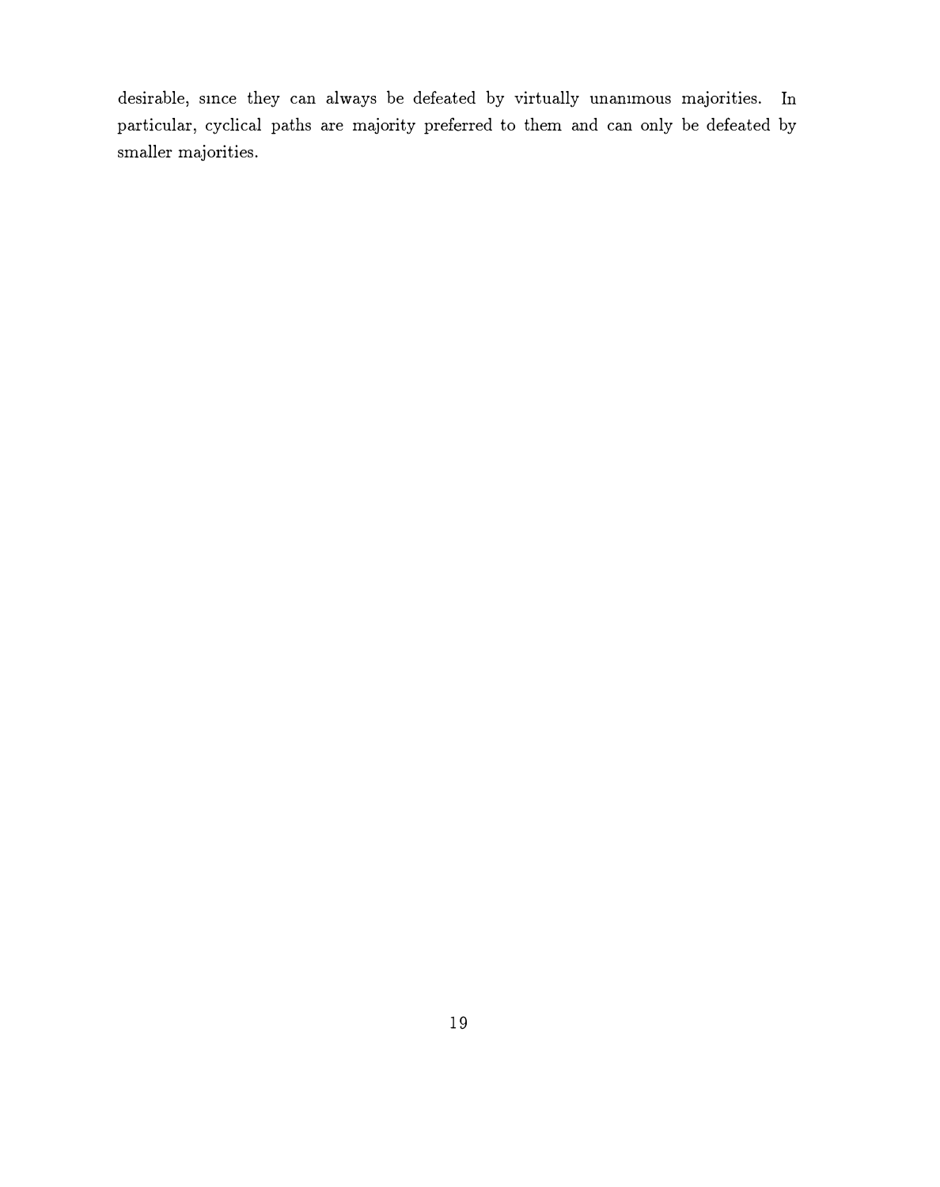desirable, since they can always be defeated by virtually unanimous majorities. In particular, cyclical paths are majority preferred to them and can only be defeated by smaller majorities.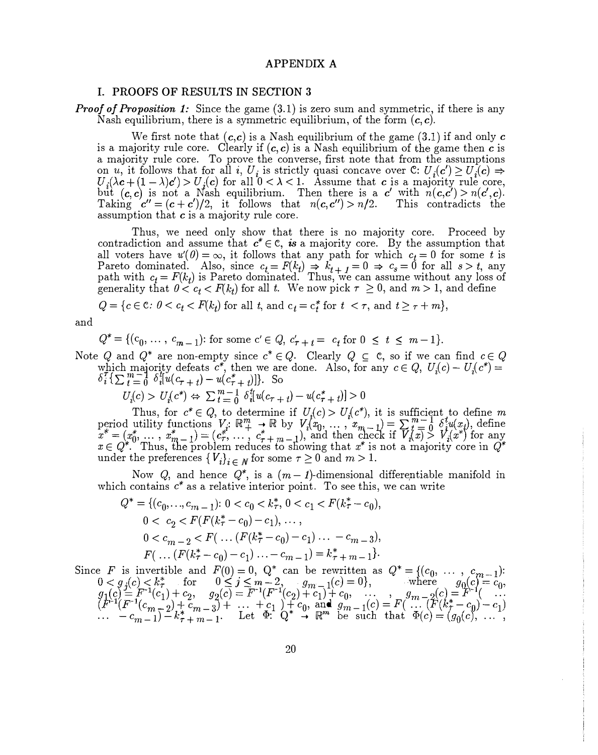# APPENDIX A

## I. PROOFS OF RESULTS IN SECTION 3

***Proof of Proposition 1:*** Since the game (3.1) is zero sum and symmetric, if there is any Nash equilibrium, there is a symmetric equilibrium, of the form $(\boldsymbol{c}, \boldsymbol{c})$.

We first note that $(\boldsymbol{c},\boldsymbol{c})$ is a Nash equilibrium of the game (3.1) if and only $\boldsymbol{c}$ is a majority rule core. Clearly if $(\boldsymbol{c},\boldsymbol{c})$ is a Nash equilibrium of the game then $\boldsymbol{c}$ is a majority rule core. To prove the converse, first note that from the assumptions on $u$, it follows that for all $i$, $U_i$ is strictly quasi concave over $\mathbb{C}$: $U_i(\boldsymbol{c}') \geq U_i(\boldsymbol{c}) \Rightarrow U_i(\lambda \boldsymbol{c} + (1-\lambda)\boldsymbol{c}') > U_i(\boldsymbol{c})$ for all $0 < \lambda < 1$. Assume that $\boldsymbol{c}$ is a majority rule core, but $(\boldsymbol{c}, \boldsymbol{c})$ is not a Nash equilibrium. Then there is a $\boldsymbol{c}'$ with $n(\boldsymbol{c},\boldsymbol{c}') > n(\boldsymbol{c}',\boldsymbol{c})$. Taking $\boldsymbol{c}'' = (\boldsymbol{c}+\boldsymbol{c}')/2$, it follows that $n(\boldsymbol{c},\boldsymbol{c}'') > n/2$. This contradicts the assumption that $\boldsymbol{c}$ is a majority rule core.

Thus, we need only show that there is no majority core. Proceed by contradiction and assume that $\boldsymbol{c}^* \in \mathbb{C}$, *is* a majority core. By the assumption that all voters have $u'(0) = \infty$, it follows that any path for which $c_t = 0$ for some $t$ is Pareto dominated. Also, since $c_t = F(k_t) \Rightarrow k_{t+1} = 0 \Rightarrow c_s = 0$ for all $s > t$, any path with $c_t = F(k_t)$ is Pareto dominated. Thus, we can assume without any loss of generality that $0 < c_t < F(k_t)$ for all $t$. We now pick $\tau \geq 0$, and $m > 1$, and define

$$Q = \{\boldsymbol{c} \in \mathbb{C}\colon 0 < c_t < F(k_t) \text{ for all } t, \text{ and } c_t = c_t^* \text{ for } t < \tau, \text{ and } t \geq \tau + m\},$$

and

$$Q^* = \{(c_0, \ldots, c_{m-1})\colon \text{for some } c' \in Q,\ c'_{\tau+t} = c_t \text{ for } 0 \leq t \leq m-1\}.$$

Note $Q$ and $Q^*$ are non-empty since $\boldsymbol{c}^* \in Q$. Clearly $Q \subseteq \mathbb{C}$, so if we can find $\boldsymbol{c} \in Q$ which majority defeats $\boldsymbol{c}^*$, then we are done. Also, for any $\boldsymbol{c} \in Q$, $U_i(\boldsymbol{c}) - U_i(\boldsymbol{c}^*) = \delta_i^\tau\{\sum_{t=0}^{m-1} \delta_i^t[u(c_{\tau+t}) - u(c^*_{\tau+t})]\}$. So

$$U_i(\boldsymbol{c}) > U_i(\boldsymbol{c}^*) \Leftrightarrow \textstyle\sum_{t=0}^{m-1} \delta_i^t[u(c_{\tau+t}) - u(c^*_{\tau+t})] > 0$$

Thus, for $\boldsymbol{c}^* \in Q$, to determine if $U_i(\boldsymbol{c}) > U_i(\boldsymbol{c}^*)$, it is sufficient to define $m$ period utility functions $V_i\colon \mathbb{R}^m_+ \to \mathbb{R}$ by $V_i(x_0, \ldots, x_{m-1}) = \sum_{t=0}^{m-1} \delta_i^t u(x_t)$, define $x^* = (x_0^*, \ldots, x_{m-1}^*) = (c_\tau^*, \ldots, c_{\tau+m-1}^*)$, and then check if $V_i(x) > V_i(x^*)$ for any $x \in Q^*$. Thus, the problem reduces to showing that $x^*$ is not a majority core in $Q^*$ under the preferences $\{V_i\}_{i \in N}$ for some $\tau \geq 0$ and $m > 1$.

Now $Q$, and hence $Q^*$, is a $(m-1)$-dimensional differentiable manifold in which contains $\boldsymbol{c}^*$ as a relative interior point. To see this, we can write

$$\begin{aligned}
Q^* = \{(c_0,\ldots,c_{m-1})\colon\ & 0 < c_0 < k_\tau^*,\ 0 < c_1 < F(k_\tau^* - c_0),\\
& 0 < c_2 < F(F(k_\tau^* - c_0) - c_1), \ldots,\\
& 0 < c_{m-2} < F(\ldots(F(k_\tau^* - c_0) - c_1)\ldots - c_{m-3}),\\
& F(\ldots(F(k_\tau^* - c_0) - c_1)\ldots - c_{m-1}) = k^*_{\tau+m-1}\}.
\end{aligned}$$

Since $F$ is invertible and $F(0) = 0$, $Q^*$ can be rewritten as $Q^* = \{(c_0, \ldots, c_{m-1})\colon 0 < g_j(c) < k_\tau^*$ for $0 \leq j \leq m-2$, $g_{m-1}(c) = 0\}$, where $g_0(c) = c_0$, $g_1(c) = F^{-1}(c_1) + c_2$, $g_2(c) = F^{-1}(F^{-1}(c_2) + c_1) + c_0$, $\ldots$, $g_{m-2}(c) = F^{-1}(\ldots(F^{-1}(F^{-1}(c_{m-2}) + c_{m-3}) + \ldots + c_1) + c_0$, and $g_{m-1}(c) = F(\ldots(F(k_\tau^* - c_0) - c_1)\ldots - c_{m-1}) - k^*_{\tau+m-1}$. Let $\Phi\colon Q^* \to \mathbb{R}^m$ be such that $\Phi(c) = (g_0(c), \ldots,$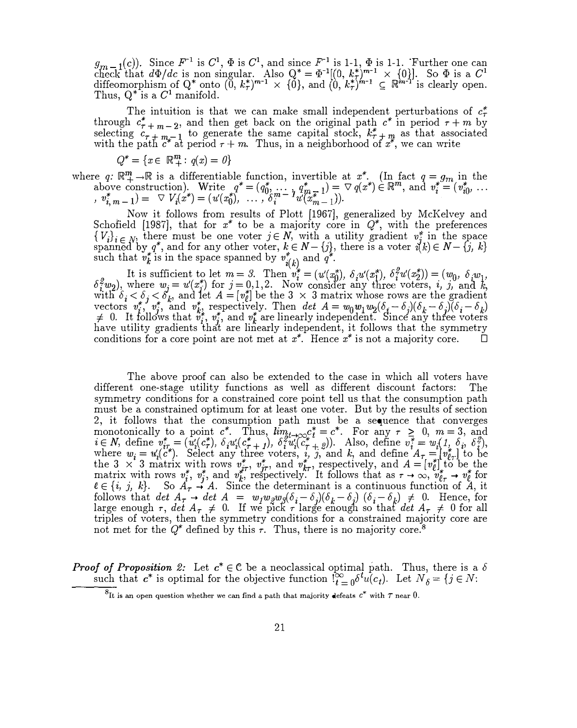$g_{m-1}(c)$). Since $F^{-1}$ is $C^1$, $\Phi$ is $C^1$, and since $F^{-1}$ is 1-1, $\Phi$ is 1-1. Further one can check that $d\Phi/dc$ is non singular. Also $Q^* = \Phi^{-1}[(0, k^*_\tau)^{m-1} \times \{0\}]$. So $\Phi$ is a $C^1$ diffeomorphism of $Q^*$ onto $(0, k^*_\tau)^{m-1} \times \{0\}$, and $(0, k^*_\tau)^{m-1} \subseteq \mathbb{R}^{m-1}$ is clearly open. Thus, $Q^*$ is a $C^1$ manifold.

The intuition is that we can make small independent perturbations of $c^*_\tau$ through $c^*_{\tau+m-2}$, and then get back on the original path $c^*$ in period $\tau + m$ by selecting $c_{\tau+m-1}$ to generate the same capital stock, $k^*_{\tau+m}$ as that associated with the path $c^*$ at period $\tau + m$. Thus, in a neighborhood of $x^*$, we can write

$$Q^* = \{x \in \mathbb{R}^m_+ : q(x) = 0\}$$

where $q: \mathbb{R}^m_+ \to \mathbb{R}$ is a differentiable function, invertible at $x^*$. (In fact $q = g_m$ in the above construction). Write $q^* = (q^*_0, \ldots, q^*_{m-1}) = \nabla q(x^*) \in \mathbb{R}^m$, and $v^*_i = (v^*_{i0}, \ldots, v^*_{i,m-1}) = \nabla V_i(x^*) = (u'(x^*_0), \ldots, \delta_i^{m-1} u'(x^*_{m-1}))$.

Now it follows from results of Plott [1967], generalized by McKelvey and Schofield [1987], that for $x^*$ to be a majority core in $Q^*$, with the preferences $\{V_i\}_{i \in N}$, there must be one voter $j \in N$, with a utility gradient $v^*_j$ in the space spanned by $q^*$, and for any other voter, $k \in N - \{j\}$, there is a voter $i(k) \in N - \{j, k\}$ such that $v^*_k$ is in the space spanned by $v^*_{i(k)}$ and $q^*$.

It is sufficient to let $m = 3$. Then $v^*_i = (u'(x^*_0), \delta_i u'(x^*_1), \delta_i^2 u'(x^*_2)) = (w_0, \delta_i w_1, \delta_i^2 w_2)$, where $w_j = u'(x^*_j)$ for $j = 0,1,2$. Now consider any three voters, $i$, $j$, and $k$, with $\delta_i < \delta_j < \delta_k$, and let $A = [v^*_\ell]$ be the $3 \times 3$ matrix whose rows are the gradient vectors $v^*_i$, $v^*_j$, and $v^*_k$, respectively. Then $\det A = w_0 w_1 w_2 (\delta_i - \delta_j)(\delta_k - \delta_j)(\delta_i - \delta_k) \neq 0$. It follows that $v^*_i$, $v^*_j$, and $v^*_k$ are linearly independent. Since any three voters have utility gradients that are linearly independent, it follows that the symmetry conditions for a core point are not met at $x^*$. Hence $x^*$ is not a majority core. □

The above proof can also be extended to the case in which all voters have different one-stage utility functions as well as different discount factors: The symmetry conditions for a constrained core point tell us that the consumption path must be a constrained optimum for at least one voter. But by the results of section 2, it follows that the consumption path must be a sequence that converges monotonically to a point $c^*$. Thus, $\lim_{t\to\infty} c^*_t = c^*$. For any $\tau \geq 0$, $m = 3$, and $i \in N$, define $v^*_{i\tau} = (u'_i(c^*_\tau), \delta_i u'_i(c^*_{\tau+1}), \delta_i^2 u'_i(c^*_{\tau+2}))$. Also, define $v^*_i = w_i(1, \delta_i, \delta_i^2)$, where $w_i = u'_i(c^*)$. Select any three voters, $i$, $j$, and $k$, and define $A_\tau = [v^*_{\ell\tau}]$ to be the $3 \times 3$ matrix with rows $v^*_{i\tau}$, $v^*_{j\tau}$, and $v^*_{k\tau}$, respectively, and $A = [v^*_\ell]$ to be the matrix with rows $v^*_i$, $v^*_j$, and $v^*_k$, respectively. It follows that as $\tau \to \infty$, $v^*_{\ell\tau} \to v^*_\ell$ for $\ell \in \{i, j, k\}$. So $A_\tau \to A$. Since the determinant is a continuous function of $A$, it follows that $\det A_\tau \to \det A = w_1 w_2 w_3 (\delta_i - \delta_j)(\delta_k - \delta_j)(\delta_i - \delta_k) \neq 0$. Hence, for large enough $\tau$, $\det A_\tau \neq 0$. If we pick $\tau$ large enough so that $\det A_\tau \neq 0$ for all triples of voters, then the symmetry conditions for a constrained majority core are not met for the $Q^*$ defined by this $\tau$. Thus, there is no majority core.[8]

***Proof of Proposition 2:*** Let $c^* \in \mathcal{C}$ be a neoclassical optimal path. Thus, there is a $\delta$ such that $c^*$ is optimal for the objective function $\sum_{t=0}^{\infty} \delta^t u(c_t)$. Let $N_\delta = \{j \in N:$

[8] It is an open question whether we can find a path that majority defeats $c^*$ with $\tau$ near 0.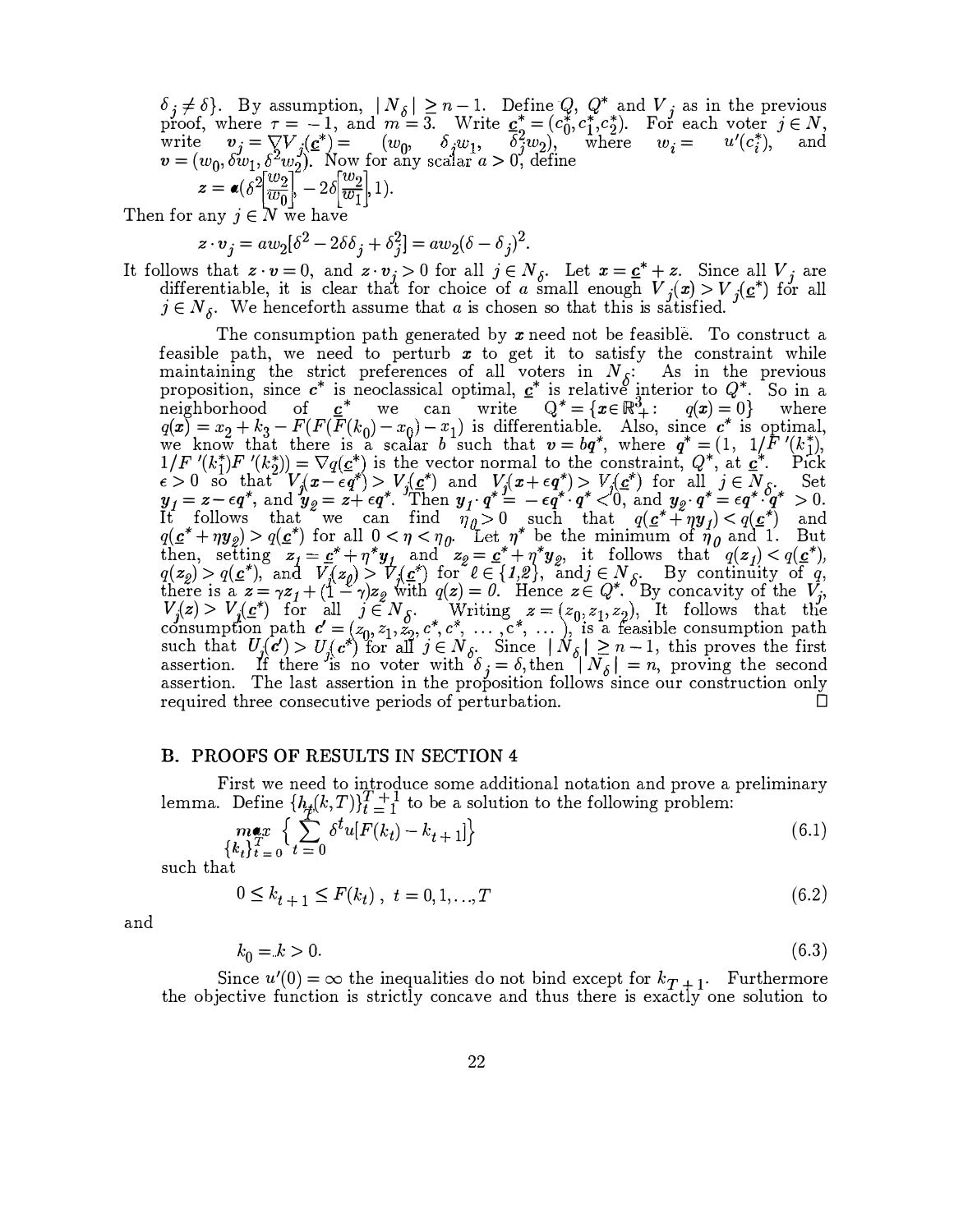$\delta_j \neq \delta\}$. By assumption, $|N_\delta| \geq n-1$. Define $Q$, $Q^*$ and $V_j$ as in the previous proof, where $\tau = -1$, and $m = 3$. Write $\underline{c}^* = (c_0^*, c_1^*, c_2^*)$. For each voter $j \in N$, write $v_j = \nabla V_j(\underline{c}^*) = (w_0, \ \delta_j w_1, \ \delta_j^2 w_2)$, where $w_i = u'(c_i^*)$, and $v = (w_0, \delta w_1, \delta^2 w_2)$. Now for any scalar $a > 0$, define

$$z = a(\delta^2 \left[\frac{w_2}{w_0}\right], -2\delta\left[\frac{w_2}{w_1}\right], 1).$$

Then for any $j \in N$ we have

$$z \cdot v_j = a w_2[\delta^2 - 2\delta\delta_j + \delta_j^2] = a w_2(\delta - \delta_j)^2.$$

It follows that $z \cdot v = 0$, and $z \cdot v_j > 0$ for all $j \in N_\delta$. Let $x = \underline{c}^* + z$. Since all $V_j$ are differentiable, it is clear that for choice of $a$ small enough $V_j(x) > V_j(\underline{c}^*)$ for all $j \in N_\delta$. We henceforth assume that $a$ is chosen so that this is satisfied.

The consumption path generated by $x$ need not be feasible. To construct a feasible path, we need to perturb $x$ to get it to satisfy the constraint while maintaining the strict preferences of all voters in $N_\delta$: As in the previous proposition, since $c^*$ is neoclassical optimal, $\underline{c}^*$ is relative interior to $Q^*$. So in a neighborhood of $\underline{c}^*$ we can write $Q^* = \{x \in \mathbb{R}^3_+ : \ q(x) = 0\}$ where $q(x) = x_2 + k_3 - F(F(F(k_0) - x_0) - x_1)$ is differentiable. Also, since $c^*$ is optimal, we know that there is a scalar $b$ such that $v = bq^*$, where $q^* = (1, \ 1/F'(k_1^*), 1/F'(k_1^*)F'(k_2^*)) = \nabla q(\underline{c}^*)$ is the vector normal to the constraint, $Q^*$, at $\underline{c}^*$. Pick $\epsilon > 0$ so that $V_j(x - \epsilon q^*) > V_j(\underline{c}^*)$ and $V_j(x + \epsilon q^*) > V_j(\underline{c}^*)$ for all $j \in N_\delta$. Set $y_1 = z - \epsilon q^*$, and $y_2 = z + \epsilon q^*$. Then $y_1 \cdot q^* = -\epsilon q^* \cdot q^* < 0$, and $y_2 \cdot q^* = \epsilon q^* \cdot q^* > 0$. It follows that we can find $\eta_0 > 0$ such that $q(\underline{c}^* + \eta y_1) < q(\underline{c}^*)$ and $q(\underline{c}^* + \eta y_2) > q(\underline{c}^*)$ for all $0 < \eta < \eta_0$. Let $\eta^*$ be the minimum of $\eta_0$ and 1. But then, setting $z_1 = \underline{c}^* + \eta^* y_1$ and $z_2 = \underline{c}^* + \eta^* y_2$, it follows that $q(z_1) < q(\underline{c}^*)$, $q(z_2) > q(\underline{c}^*)$, and $V_j(z_\ell) > V_j(\underline{c}^*)$ for $\ell \in \{1, 2\}$, and $j \in N_\delta$. By continuity of $q$, there is a $z = \gamma z_1 + (1-\gamma) z_2$ with $q(z) = 0$. Hence $z \in Q^*$. By concavity of the $V_j$, $V_j(z) > V_j(\underline{c}^*)$ for all $j \in N_\delta$. Writing $z = (z_0, z_1, z_2)$, It follows that the consumption path $c' = (z_0, z_1, z_2, c^*, c^*, \ldots, c^*, \ldots)$, is a feasible consumption path such that $U_j(c') > U_j(c^*)$ for all $j \in N_\delta$. Since $|N_\delta| \geq n-1$, this proves the first assertion. If there is no voter with $\delta_j = \delta$, then $|N_\delta| = n$, proving the second assertion. The last assertion in the proposition follows since our construction only required three consecutive periods of perturbation. $\square$

## B. PROOFS OF RESULTS IN SECTION 4

First we need to introduce some additional notation and prove a preliminary lemma. Define $\{h_t(k, T)\}_{t=1}^{T+1}$ to be a solution to the following problem:

$$\max_{\{k_t\}_{t=0}^{T}} \left\{ \sum_{t=0} \delta^t u[F(k_t) - k_{t+1}] \right\} \tag{6.1}$$

such that

$$0 \leq k_{t+1} \leq F(k_t), \ t = 0, 1, \ldots, T \tag{6.2}$$

and

$$k_0 = k > 0. \tag{6.3}$$

Since $u'(0) = \infty$ the inequalities do not bind except for $k_{T+1}$. Furthermore the objective function is strictly concave and thus there is exactly one solution to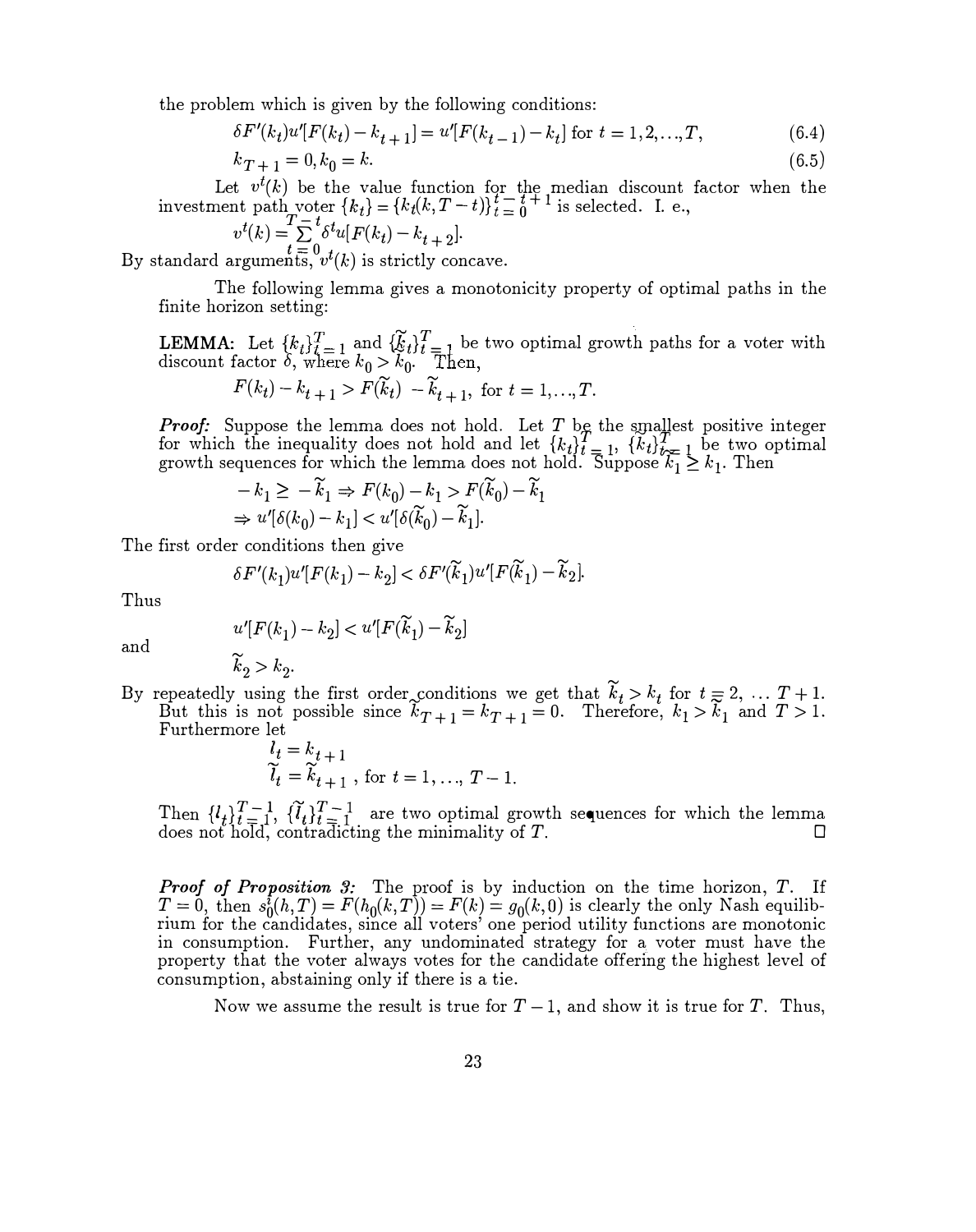the problem which is given by the following conditions:

$$\delta F'(k_t)u'[F(k_t) - k_{t+1}] = u'[F(k_{t-1}) - k_t] \text{ for } t = 1, 2, \ldots, T, \tag{6.4}$$

$$k_{T+1} = 0, k_0 = k. \tag{6.5}$$

Let $v^t(k)$ be the value function for the median discount factor when the investment path voter $\{k_t\} = \{k_t(k, T-t)\}_{t=0}^{t-t+1}$ is selected. I. e.,

$$v^t(k) = \sum_{t=0}^{T-t} \delta^t u[F(k_t) - k_{t+2}].$$

By standard arguments, $v^t(k)$ is strictly concave.

The following lemma gives a monotonicity property of optimal paths in the finite horizon setting:

**LEMMA:** Let $\{k_t\}_{t=1}^{T}$ and $\{\widetilde{k}_t\}_{t=1}^{T}$ be two optimal growth paths for a voter with discount factor $\delta$, where $k_0 > \widetilde{k}_0$. Then,

$$F(k_t) - k_{t+1} > F(\widetilde{k}_t) - \widetilde{k}_{t+1}, \text{ for } t = 1, \ldots, T.$$

***Proof:*** Suppose the lemma does not hold. Let $T$ be the smallest positive integer for which the inequality does not hold and let $\{k_t\}_{t=1}^{T}$, $\{\widetilde{k}_t\}_{t=1}^{T}$ be two optimal growth sequences for which the lemma does not hold. Suppose $\widetilde{k}_1 \geq k_1$. Then

$$-k_1 \geq -\widetilde{k}_1 \Rightarrow F(k_0) - k_1 > F(\widetilde{k}_0) - \widetilde{k}_1$$
$$\Rightarrow u'[\delta(k_0) - k_1] < u'[\delta(\widetilde{k}_0) - \widetilde{k}_1].$$

The first order conditions then give

$$\delta F'(k_1)u'[F(k_1) - k_2] < \delta F'(\widetilde{k}_1)u'[F(\widetilde{k}_1) - \widetilde{k}_2].$$

Thus

$$u'[F(k_1) - k_2] < u'[F(\widetilde{k}_1) - \widetilde{k}_2]$$

and

$$\widetilde{k}_2 > k_2.$$

By repeatedly using the first order conditions we get that $\widetilde{k}_t > k_t$ for $t = 2, \ldots T+1$. But this is not possible since $\widetilde{k}_{T+1} = k_{T+1} = 0$. Therefore, $k_1 > \widetilde{k}_1$ and $T > 1$. Furthermore let

$$l_t = k_{t+1}$$
$$\widetilde{l}_t = \widetilde{k}_{t+1}, \text{ for } t = 1, \ldots, T-1.$$

Then $\{l_t\}_{t=1}^{T-1}$, $\{\widetilde{l}_t\}_{t=1}^{T-1}$ are two optimal growth sequences for which the lemma does not hold, contradicting the minimality of $T$. □

***Proof of Proposition 3:*** The proof is by induction on the time horizon, $T$. If $T = 0$, then $s_0^i(h, T) = F(h_0(k, T)) = F(k) = g_0(k, 0)$ is clearly the only Nash equilibrium for the candidates, since all voters' one period utility functions are monotonic in consumption. Further, any undominated strategy for a voter must have the property that the voter always votes for the candidate offering the highest level of consumption, abstaining only if there is a tie.

Now we assume the result is true for $T-1$, and show it is true for $T$. Thus,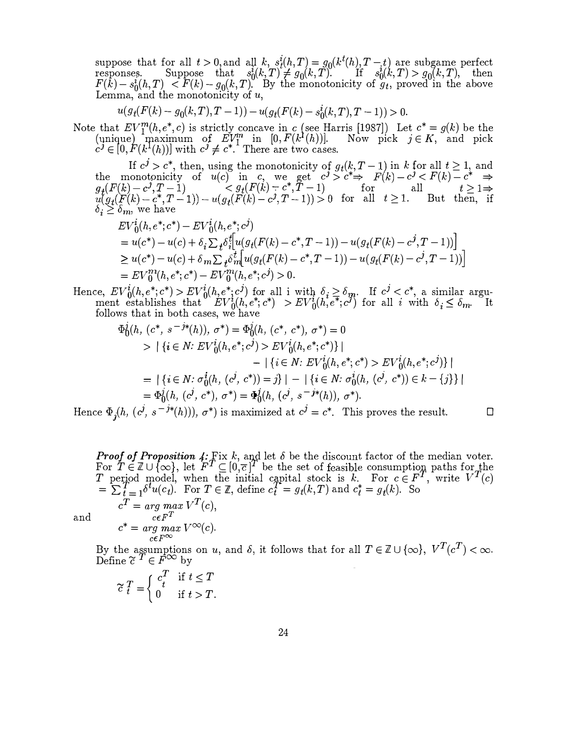suppose that for all $t > 0$, and all $k$, $s_t^i(h,T) = g_0(k^t(h), T-t)$ are subgame perfect responses. Suppose that $s_0^i(k,T) \neq g_0(k,T)$. If $s_0^i(k,T) > g_0(k,T)$, then $F(k) - s_0^i(h,T) < F(k) - g_0(k,T)$. By the monotonicity of $g_t$, proved in the above Lemma, and the monotonicity of $u$,

$$u(g_t(F(k) - g_0(k,T), T-1)) - u(g_t(F(k) - s_0^i(k,T), T-1)) > 0.$$

Note that $EV_1^m(h, e^*, c)$ is strictly concave in $c$ (see Harris [1987]) Let $c^* = g(k)$ be the (unique) maximum of $EV_1^m$ in $[0, F(k^1(h))]$. Now pick $j \in K$, and pick $c^j \in [0, F(k^1(h))]$ with $c^j \neq c^*$. There are two cases.

If $c^j > c^*$, then, using the monotonicity of $g_t(k, T-1)$ in $k$ for all $t \geq 1$, and the monotonicity of $u(c)$ in $c$, we get $c^j > c^* \Rightarrow F(k) - c^j < F(k) - c^* \Rightarrow g_t(F(k) - c^j, T-1) < g_t(F(k) - c^*, T-1)$ for all $t \geq 1 \Rightarrow u(g_t(F(k) - c^*, T-1)) - u(g_t(F(k) - c^j, T-1)) > 0$ for all $t \geq 1$. But then, if $\delta_i \geq \delta_m$, we have

$$\begin{aligned}
&EV_0^i(h, e^*; c^*) - EV_0^i(h, e^*; c^j) \\
&= u(c^*) - u(c) + \delta_i \textstyle\sum_t \delta_i^t \left[u(g_t(F(k) - c^*, T-1)) - u(g_t(F(k) - c^j, T-1))\right] \\
&\geq u(c^*) - u(c) + \delta_m \textstyle\sum_t \delta_m^t \left[u(g_t(F(k) - c^*, T-1)) - u(g_t(F(k) - c^j, T-1))\right] \\
&= EV_0^m(h, e^*; c^*) - EV_0^m(h, e^*; c^j) > 0.
\end{aligned}$$

Hence, $EV_0^i(h, e^*; c^*) > EV_0^i(h, e^*; c^j)$ for all i with $\delta_i \geq \delta_m$. If $c^j < c^*$, a similar argument establishes that $EV_0^i(h, e^*; c^*) > EV_0^i(h, e^*; c^j)$ for all $i$ with $\delta_i \leq \delta_m$. It follows that in both cases, we have

$$\begin{aligned}
\Phi_0^j(h, (c^*, s^{-j*}(h)), \sigma^*) &= \Phi_0^j(h, (c^*, c^*), \sigma^*) = 0 \\
&> |\{i \in N: EV_0^i(h, e^*; c^j) > EV_0^i(h, e^*; c^*)\}| \\
&\qquad - |\{i \in N: EV_0^i(h, e^*; c^*) > EV_0^i(h, e^*; c^j)\}| \\
&= |\{i \in N: \sigma_0^i(h, (c^j, c^*)) = j\}| - |\{i \in N: \sigma_0^i(h, (c^j, c^*)) \in k - \{j\}\}| \\
&= \Phi_0^j(h, (c^j, c^*), \sigma^*) = \Phi_0^j(h, (c^j, s^{-j*}(h)), \sigma^*).
\end{aligned}$$

Hence $\Phi_j(h, (c^j, s^{-j*}(h))), \sigma^*)$ is maximized at $c^j = c^*$. This proves the result. □

***Proof of Proposition 4:*** Fix $k$, and let $\delta$ be the discount factor of the median voter. For $T \in \mathbb{Z} \cup \{\infty\}$, let $F^T \subseteq [0, \overline{c}]^T$ be the set of feasible consumption paths for the $T$ period model, when the initial capital stock is $k$. For $c \in F^T$, write $V^T(c) = \sum_{t=1}^T \delta^t u(c_t)$. For $T \in \mathbb{Z}$, define $c_t^T = g_t(k,T)$ and $c_t^* = g_t(k)$. So

$$c^T = \underset{c \in F^T}{arg\ max}\ V^T(c),$$

and

$$c^* = \underset{c \in F^\infty}{arg\ max}\ V^\infty(c).$$

By the assumptions on $u$, and $\delta$, it follows that for all $T \in \mathbb{Z} \cup \{\infty\}$, $V^T(c^T) < \infty$. Define $\widetilde{c}^T \in F^\infty$ by

$$\widetilde{c}_t^T = \begin{cases} c_t^T & \text{if } t \leq T \\ 0 & \text{if } t > T. \end{cases}$$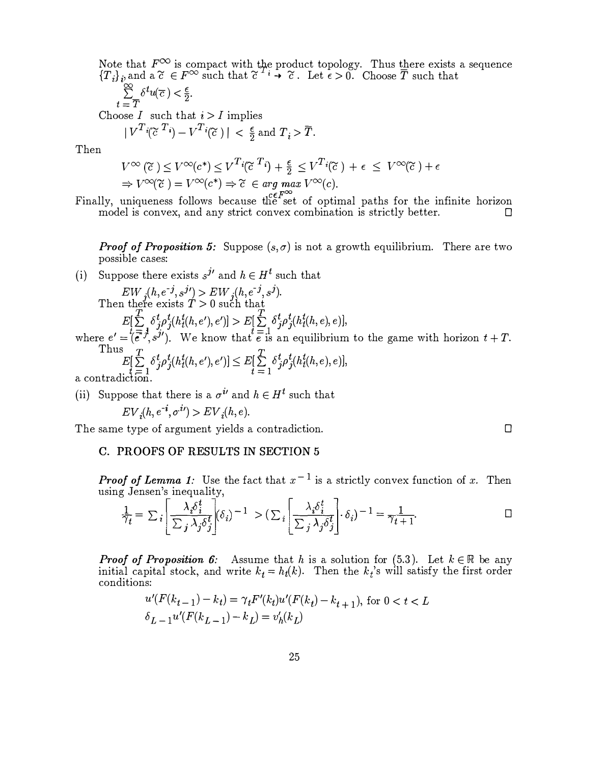Note that $F^{\infty}$ is compact with the product topology. Thus there exists a sequence $\{T_i\}_i$, and a $\widetilde{c} \in F^{\infty}$ such that $\widetilde{c}^{T_i} \to \widetilde{c}$. Let $\epsilon > 0$. Choose $\overline{T}$ such that

$$\sum_{t=\overline{T}}^{\infty} \delta^t u(\overline{c}) < \tfrac{\epsilon}{2}.$$

Choose $I$ such that $i > I$ implies

$$| V^{T_i}(\widetilde{c}^{T_i}) - V^{T_i}(\widetilde{c}) | < \tfrac{\epsilon}{2} \text{ and } T_i > \overline{T}.$$

Then

$$V^{\infty}(\widetilde{c}) \leq V^{\infty}(c^*) \leq V^{T_i}(\widetilde{c}^{T_i}) + \tfrac{\epsilon}{2} \leq V^{T_i}(\widetilde{c}) + \epsilon \leq V^{\infty}(\widetilde{c}) + \epsilon$$

$$\Rightarrow V^{\infty}(\widetilde{c}) = V^{\infty}(c^*) \Rightarrow \widetilde{c} \in \underset{c \in F^{\infty}}{arg\ max}\, V^{\infty}(c).$$

Finally, uniqueness follows because the set of optimal paths for the infinite horizon model is convex, and any strict convex combination is strictly better. □

***Proof of Proposition 5:*** Suppose $(s, \sigma)$ is not a growth equilibrium. There are two possible cases:

(i) Suppose there exists $s^{j\prime}$ and $h \in H^t$ such that

$$EW_j(h, e^{-j}, s^{j\prime}) > EW_j(h, e^{-j}, s^j).$$

Then there exists $T > 0$ such that

$$E[\sum_{t=1}^{T} \delta_j^t \rho_j^t(h_t^t(h, e'), e')] > E[\sum_{t=1}^{T} \delta_j^t \rho_j^t(h_t^t(h, e), e)],$$

where $e' = (e^{-j}, s^{j\prime})$. We know that $e$ is an equilibrium to the game with horizon $t + T$. Thus

$$E[\sum_{t=1}^{T} \delta_j^t \rho_j^t(h_t^t(h, e'), e')] \leq E[\sum_{t=1}^{T} \delta_j^t \rho_j^t(h_t^t(h, e), e)],$$

a contradiction.

(ii) Suppose that there is a $\sigma^{i\prime}$ and $h \in H^t$ such that

$$EV_i(h, e^{-i}, \sigma^{i\prime}) > EV_i(h, e).$$

The same type of argument yields a contradiction. □

## C. PROOFS OF RESULTS IN SECTION 5

***Proof of Lemma 1:*** Use the fact that $x^{-1}$ is a strictly convex function of $x$. Then using Jensen's inequality,

$$\frac{1}{\gamma_t} = \sum_i \left[\frac{\lambda_i \delta_i^t}{\sum_j \lambda_j \delta_j^t}\right](\delta_i)^{-1} > \left(\sum_i \left[\frac{\lambda_i \delta_i^t}{\sum_j \lambda_j \delta_j^t}\right] \cdot \delta_i\right)^{-1} = \frac{1}{\gamma_{t+1}}.$$ □

***Proof of Proposition 6:*** Assume that $h$ is a solution for (5.3). Let $k \in \mathbb{R}$ be any initial capital stock, and write $k_t = h_t(k)$. Then the $k_t$'s will satisfy the first order conditions:

$$u'(F(k_{t-1}) - k_t) = \gamma_t F'(k_t) u'(F(k_t) - k_{t+1}), \text{ for } 0 < t < L$$

$$\delta_{L-1} u'(F(k_{L-1}) - k_L) = v_h'(k_L)$$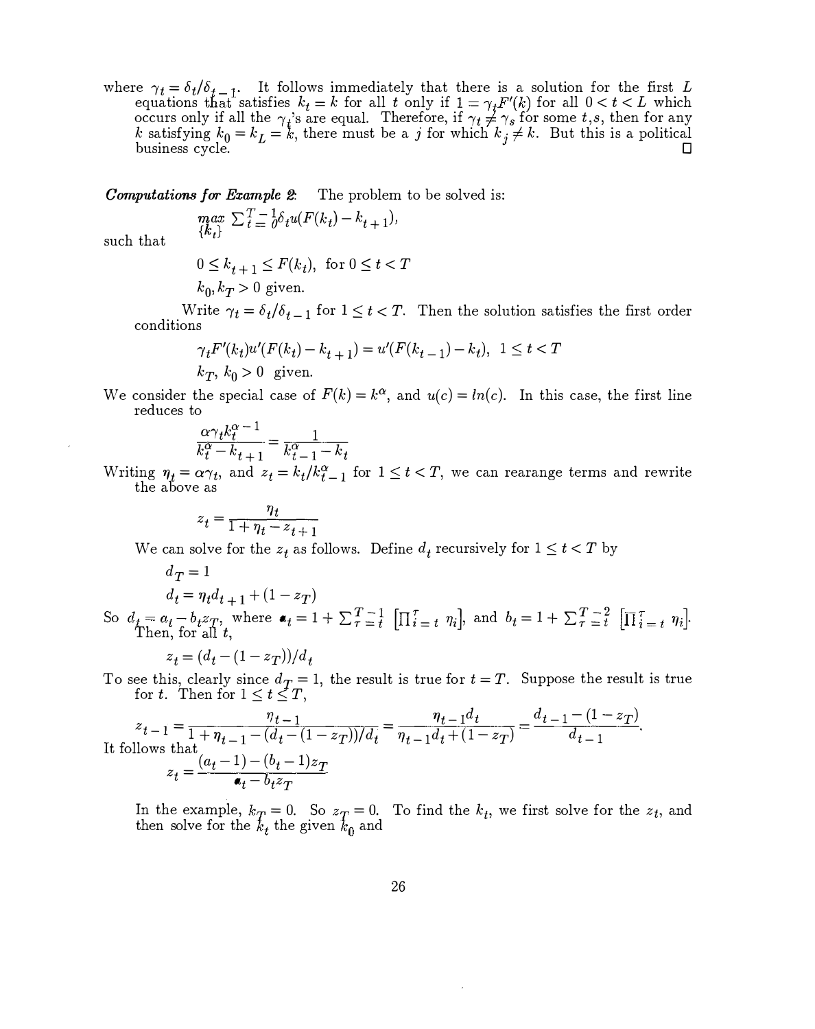where $\gamma_t = \delta_t/\delta_{t-1}$. It follows immediately that there is a solution for the first $L$ equations that satisfies $k_t = k$ for all $t$ only if $1 = \gamma_t F'(k)$ for all $0 < t < L$ which occurs only if all the $\gamma_t$'s are equal. Therefore, if $\gamma_t \neq \gamma_s$ for some $t,s$, then for any $k$ satisfying $k_0 = k_L = k$, there must be a $j$ for which $k_j \neq k$. But this is a political business cycle. □

***Computations for Example 2:*** The problem to be solved is:

$$\max_{\{k_t\}} \sum_{t=0}^{T-1} \delta_t u(F(k_t) - k_{t+1}),$$

such that

$$0 \leq k_{t+1} \leq F(k_t), \text{ for } 0 \leq t < T$$

$$k_0, k_T > 0 \text{ given.}$$

Write $\gamma_t = \delta_t/\delta_{t-1}$ for $1 \leq t < T$. Then the solution satisfies the first order conditions

$$\gamma_t F'(k_t) u'(F(k_t) - k_{t+1}) = u'(F(k_{t-1}) - k_t), \; 1 \leq t < T$$

$$k_T, \; k_0 > 0 \text{ given.}$$

We consider the special case of $F(k) = k^\alpha$, and $u(c) = ln(c)$. In this case, the first line reduces to

$$\frac{\alpha \gamma_t k_t^{\alpha - 1}}{k_t^\alpha - k_{t+1}} = \frac{1}{k_{t-1}^\alpha - k_t}$$

Writing $\eta_t = \alpha \gamma_t$, and $z_t = k_t / k_{t-1}^\alpha$ for $1 \leq t < T$, we can rearange terms and rewrite the above as

$$z_t = \frac{\eta_t}{1 + \eta_t - z_{t+1}}$$

We can solve for the $z_t$ as follows. Define $d_t$ recursively for $1 \leq t < T$ by

$$d_T = 1$$

$$d_t = \eta_t d_{t+1} + (1 - z_T)$$

So $d_t = a_t - b_t z_T$, where $a_t = 1 + \sum_{\tau=t}^{T-1} \left[\prod_{i=t}^{\tau} \eta_i\right]$, and $b_t = 1 + \sum_{\tau=t}^{T-2} \left[\prod_{i=t}^{\tau} \eta_i\right]$. Then, for all $t$,

$$z_t = (d_t - (1 - z_T))/d_t$$

To see this, clearly since $d_T = 1$, the result is true for $t = T$. Suppose the result is true for $t$. Then for $1 \leq t \leq T$,

$$z_{t-1} = \frac{\eta_{t-1}}{1 + \eta_{t-1} - (d_t - (1 - z_T))/d_t} = \frac{\eta_{t-1} d_t}{\eta_{t-1} d_t + (1 - z_T)} = \frac{d_{t-1} - (1 - z_T)}{d_{t-1}}.$$

It follows that

$$z_t = \frac{(a_t - 1) - (b_t - 1) z_T}{a_t - b_t z_T}$$

In the example, $k_T = 0$. So $z_T = 0$. To find the $k_t$, we first solve for the $z_t$, and then solve for the $k_t$ the given $k_0$ and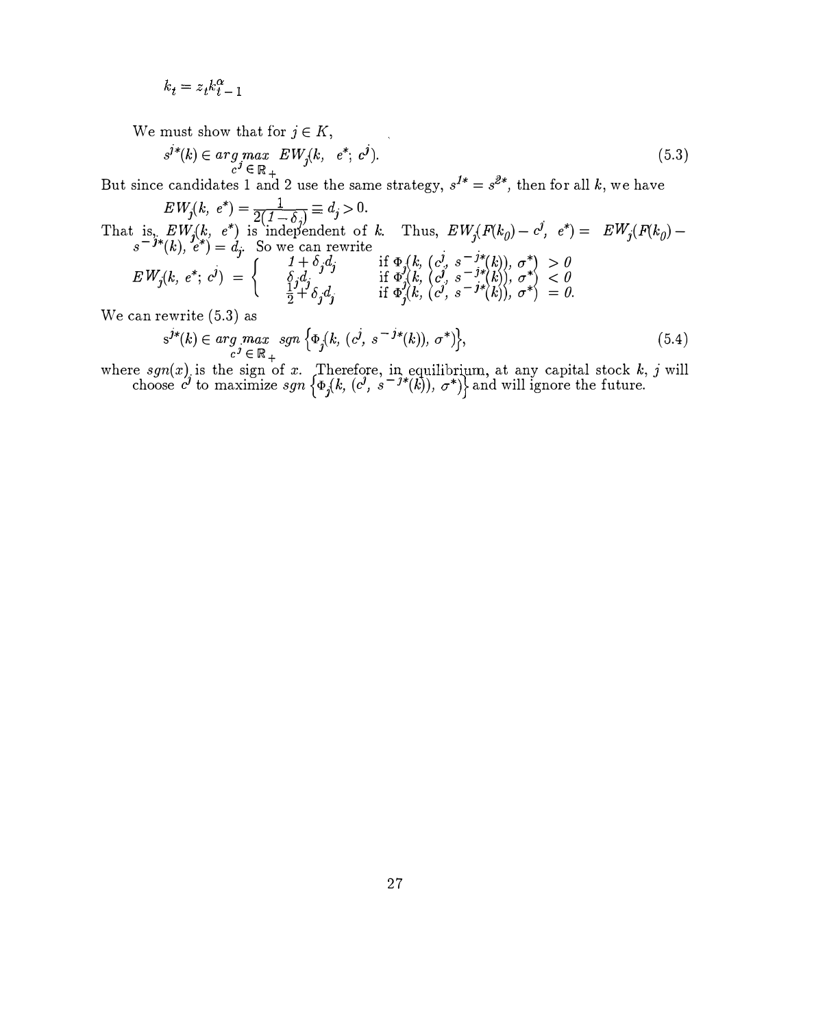$$k_t = z_t k_{t-1}^{\alpha}$$

We must show that for $j \in K$,

$$s^{j*}(k) \in \underset{c^j \in \mathbb{R}_+}{arg\,max} \; EW_j(k,\; e^*;\; c^j). \tag{5.3}$$

But since candidates 1 and 2 use the same strategy, $s^{1*} = s^{2*}$, then for all $k$, we have

$$EW_j(k,\; e^*) = \frac{1}{2(1-\delta_j)} \equiv d_j > 0.$$

That is, $EW_j(k,\; e^*)$ is independent of $k$. Thus, $EW_j(F(k_0) - c^j,\; e^*) = EW_j(F(k_0) - s^{-j*}(k),\; e^*) = d_j$. So we can rewrite

$$EW_j(k,\; e^*;\; c^j) \;=\; \begin{cases} 1 + \delta_j d_j & \text{if } \Phi_j(k,\; (c^j,\; s^{-j*}(k)),\; \sigma^*) \; > 0 \\ \delta_j d_j & \text{if } \Phi_j(k,\; (c^j,\; s^{-j*}(k)),\; \sigma^*) \; < 0 \\ \frac{1}{2} + \delta_j d_j & \text{if } \Phi_j(k,\; (c^j,\; s^{-j*}(k)),\; \sigma^*) \; = 0. \end{cases}$$

We can rewrite (5.3) as

$$s^{j*}(k) \in \underset{c^j \in \mathbb{R}_+}{arg\,max} \; sgn\left\{\Phi_j(k,\; (c^j,\; s^{-j*}(k)),\; \sigma^*)\right\}, \tag{5.4}$$

where $sgn(x)$ is the sign of $x$. Therefore, in equilibrium, at any capital stock $k$, $j$ will choose $c^j$ to maximize $sgn\left\{\Phi_j(k,\; (c^j,\; s^{-j*}(k)),\; \sigma^*)\right\}$ and will ignore the future.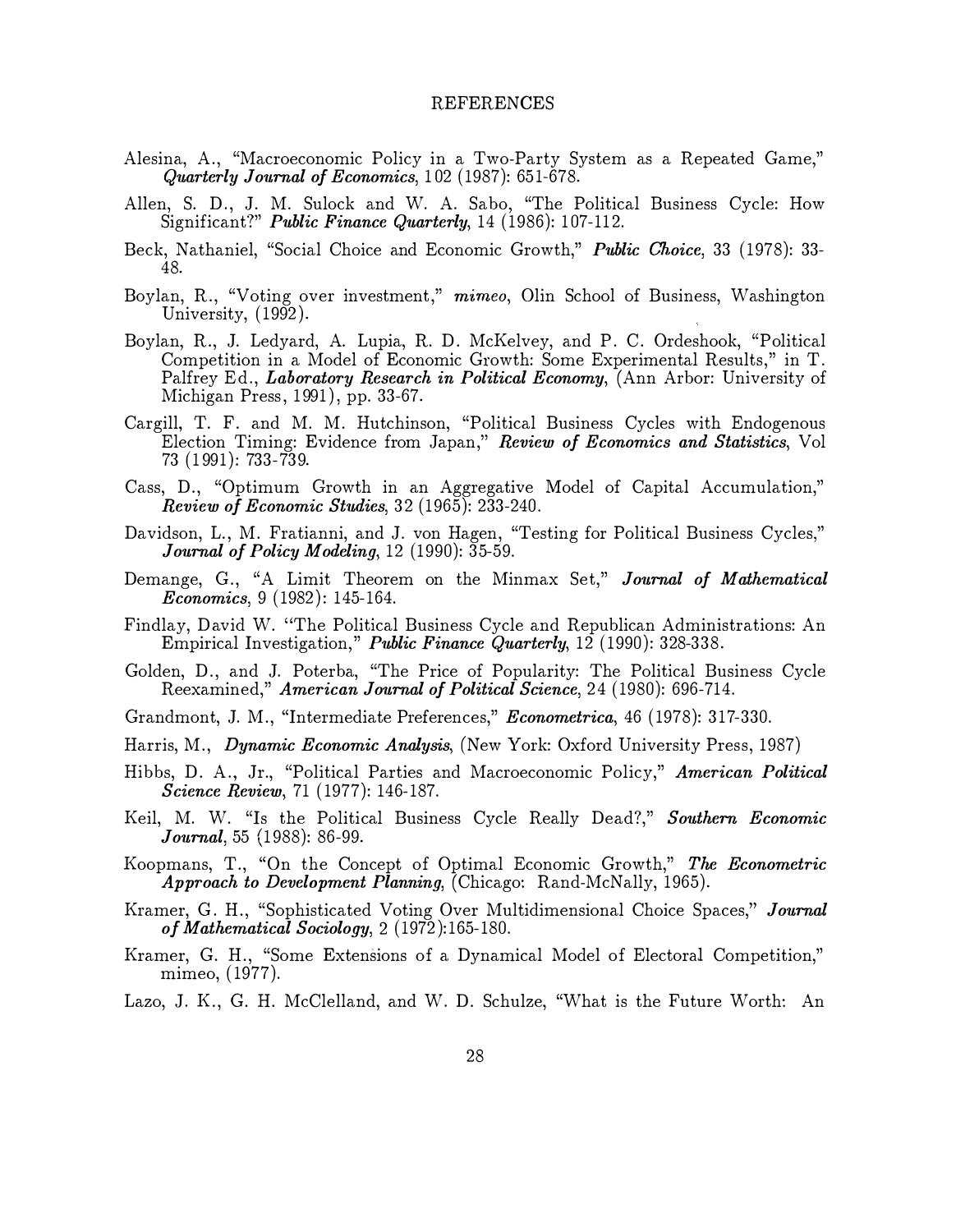# REFERENCES

Alesina, A., "Macroeconomic Policy in a Two-Party System as a Repeated Game," ***Quarterly Journal of Economics***, 102 (1987): 651-678.

Allen, S. D., J. M. Sulock and W. A. Sabo, "The Political Business Cycle: How Significant?" ***Public Finance Quarterly***, 14 (1986): 107-112.

Beck, Nathaniel, "Social Choice and Economic Growth," ***Public Choice***, 33 (1978): 33-48.

Boylan, R., "Voting over investment," ***mimeo***, Olin School of Business, Washington University, (1992).

Boylan, R., J. Ledyard, A. Lupia, R. D. McKelvey, and P. C. Ordeshook, "Political Competition in a Model of Economic Growth: Some Experimental Results," in T. Palfrey Ed., ***Laboratory Research in Political Economy***, (Ann Arbor: University of Michigan Press, 1991), pp. 33-67.

Cargill, T. F. and M. M. Hutchinson, "Political Business Cycles with Endogenous Election Timing: Evidence from Japan," ***Review of Economics and Statistics***, Vol 73 (1991): 733-739.

Cass, D., "Optimum Growth in an Aggregative Model of Capital Accumulation," ***Review of Economic Studies***, 32 (1965): 233-240.

Davidson, L., M. Fratianni, and J. von Hagen, "Testing for Political Business Cycles," ***Journal of Policy Modeling***, 12 (1990): 35-59.

Demange, G., "A Limit Theorem on the Minmax Set," ***Journal of Mathematical Economics***, 9 (1982): 145-164.

Findlay, David W. "The Political Business Cycle and Republican Administrations: An Empirical Investigation," ***Public Finance Quarterly***, 12 (1990): 328-338.

Golden, D., and J. Poterba, "The Price of Popularity: The Political Business Cycle Reexamined," ***American Journal of Political Science***, 24 (1980): 696-714.

Grandmont, J. M., "Intermediate Preferences," ***Econometrica***, 46 (1978): 317-330.

Harris, M., ***Dynamic Economic Analysis***, (New York: Oxford University Press, 1987)

Hibbs, D. A., Jr., "Political Parties and Macroeconomic Policy," ***American Political Science Review***, 71 (1977): 146-187.

Keil, M. W. "Is the Political Business Cycle Really Dead?," ***Southern Economic Journal***, 55 (1988): 86-99.

Koopmans, T., "On the Concept of Optimal Economic Growth," ***The Econometric Approach to Development Planning***, (Chicago: Rand-McNally, 1965).

Kramer, G. H., "Sophisticated Voting Over Multidimensional Choice Spaces," ***Journal of Mathematical Sociology***, 2 (1972):165-180.

Kramer, G. H., "Some Extensions of a Dynamical Model of Electoral Competition," mimeo, (1977).

Lazo, J. K., G. H. McClelland, and W. D. Schulze, "What is the Future Worth: An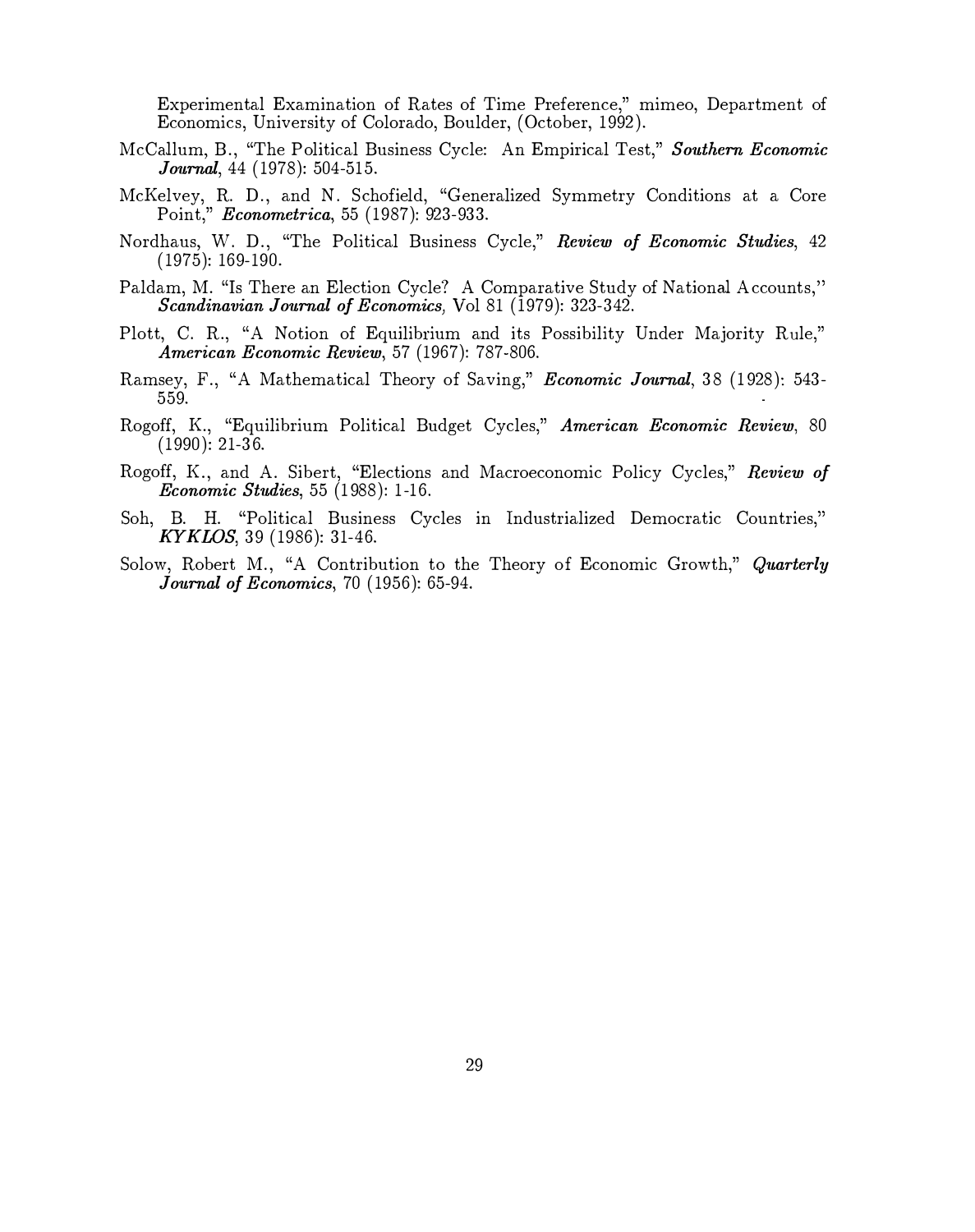Experimental Examination of Rates of Time Preference," mimeo, Department of Economics, University of Colorado, Boulder, (October, 1992).

McCallum, B., "The Political Business Cycle: An Empirical Test," ***Southern Economic Journal***, 44 (1978): 504-515.

McKelvey, R. D., and N. Schofield, "Generalized Symmetry Conditions at a Core Point," ***Econometrica***, 55 (1987): 923-933.

Nordhaus, W. D., "The Political Business Cycle," ***Review of Economic Studies***, 42 (1975): 169-190.

Paldam, M. "Is There an Election Cycle? A Comparative Study of National Accounts," ***Scandinavian Journal of Economics,*** Vol 81 (1979): 323-342.

Plott, C. R., "A Notion of Equilibrium and its Possibility Under Majority Rule," ***American Economic Review***, 57 (1967): 787-806.

Ramsey, F., "A Mathematical Theory of Saving," ***Economic Journal***, 38 (1928): 543-559.

Rogoff, K., "Equilibrium Political Budget Cycles," ***American Economic Review***, 80 (1990): 21-36.

Rogoff, K., and A. Sibert, "Elections and Macroeconomic Policy Cycles," ***Review of Economic Studies***, 55 (1988): 1-16.

Soh, B. H. "Political Business Cycles in Industrialized Democratic Countries," ***KYKLOS***, 39 (1986): 31-46.

Solow, Robert M., "A Contribution to the Theory of Economic Growth," ***Quarterly Journal of Economics***, 70 (1956): 65-94.